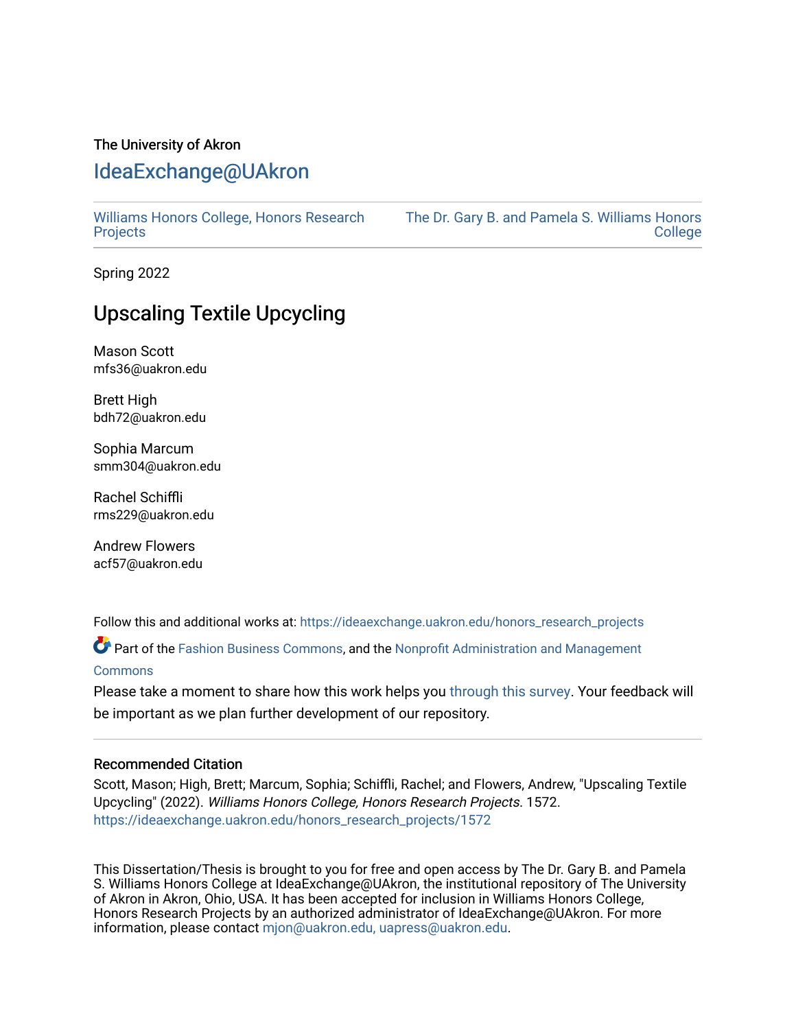The University of Akron

# IdeaExchange@UAkron

Williams Honors College, Honors Research Projects

The Dr. Gary B. and Pamela S. Williams Honors College

Spring 2022

## Upscaling Textile Upcycling

Mason Scott
mfs36@uakron.edu

Brett High
bdh72@uakron.edu

Sophia Marcum
smm304@uakron.edu

Rachel Schiffli
rms229@uakron.edu

Andrew Flowers
acf57@uakron.edu

Follow this and additional works at: https://ideaexchange.uakron.edu/honors_research_projects

Part of the Fashion Business Commons, and the Nonprofit Administration and Management Commons

Please take a moment to share how this work helps you through this survey. Your feedback will be important as we plan further development of our repository.

### Recommended Citation

Scott, Mason; High, Brett; Marcum, Sophia; Schiffli, Rachel; and Flowers, Andrew, "Upscaling Textile Upcycling" (2022). *Williams Honors College, Honors Research Projects*. 1572.
https://ideaexchange.uakron.edu/honors_research_projects/1572

This Dissertation/Thesis is brought to you for free and open access by The Dr. Gary B. and Pamela S. Williams Honors College at IdeaExchange@UAkron, the institutional repository of The University of Akron in Akron, Ohio, USA. It has been accepted for inclusion in Williams Honors College, Honors Research Projects by an authorized administrator of IdeaExchange@UAkron. For more information, please contact mjon@uakron.edu, uapress@uakron.edu.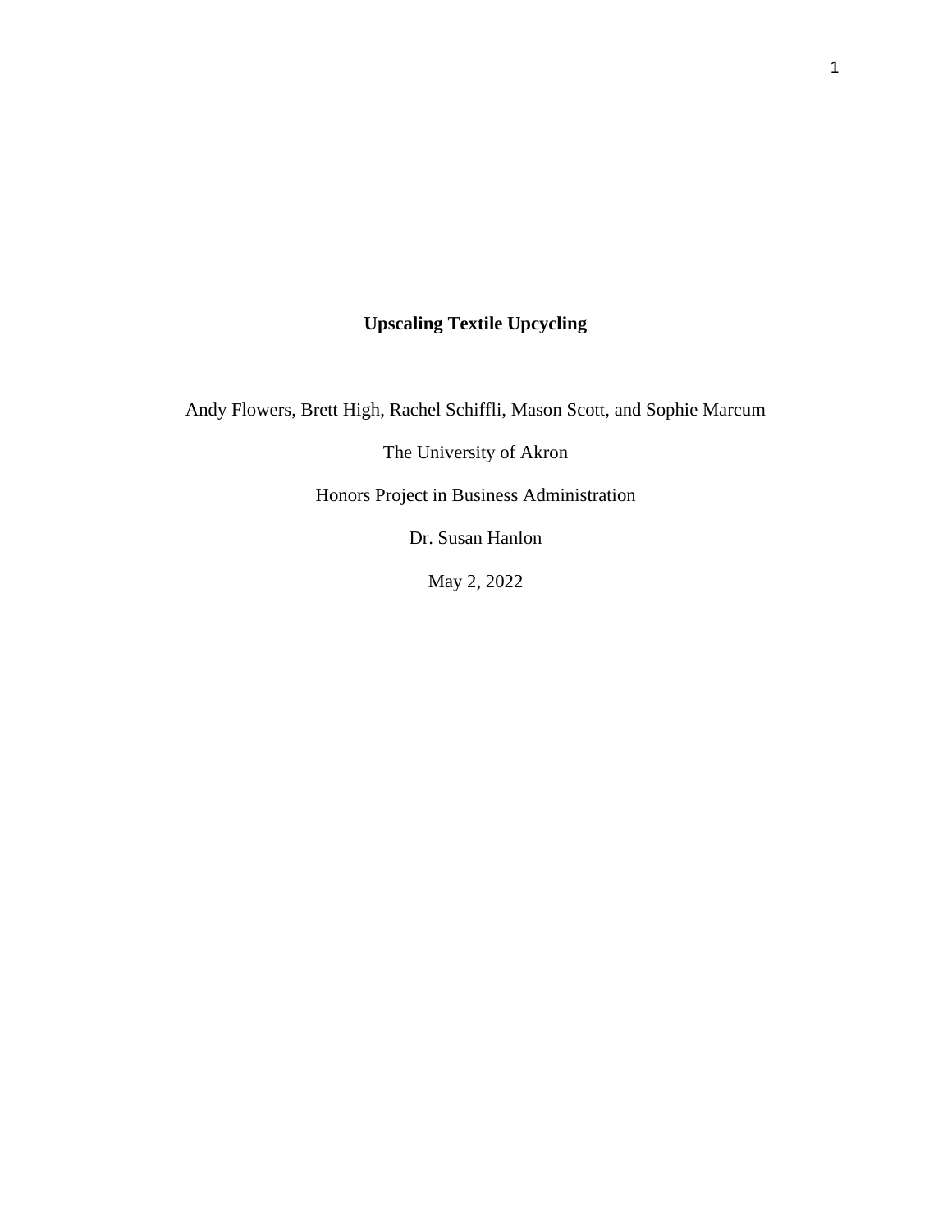# Upscaling Textile Upcycling

Andy Flowers, Brett High, Rachel Schiffli, Mason Scott, and Sophie Marcum

The University of Akron

Honors Project in Business Administration

Dr. Susan Hanlon

May 2, 2022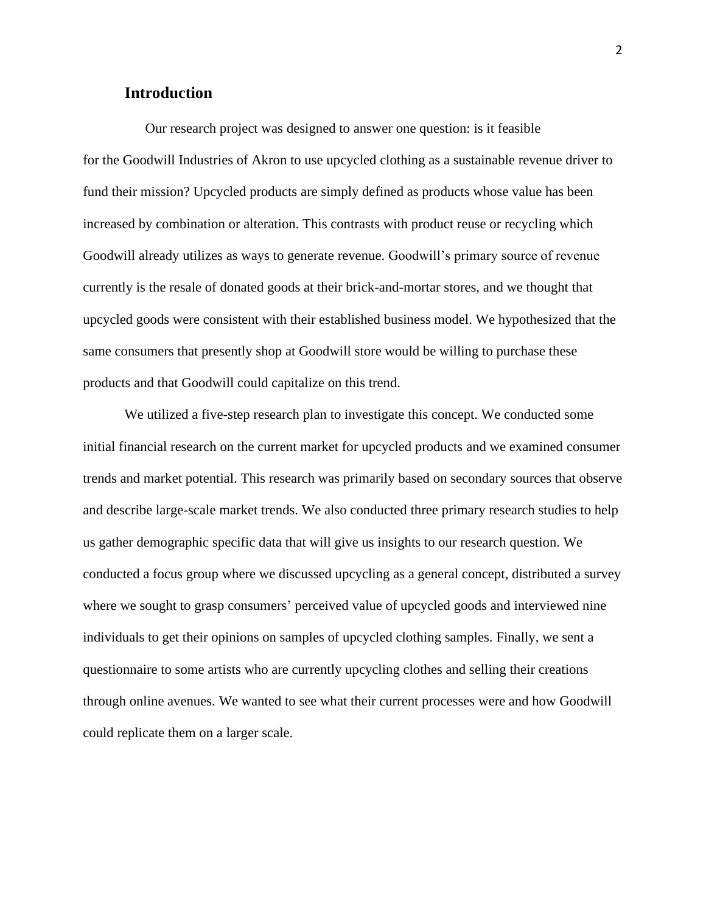## Introduction

Our research project was designed to answer one question: is it feasible for the Goodwill Industries of Akron to use upcycled clothing as a sustainable revenue driver to fund their mission? Upcycled products are simply defined as products whose value has been increased by combination or alteration. This contrasts with product reuse or recycling which Goodwill already utilizes as ways to generate revenue. Goodwill's primary source of revenue currently is the resale of donated goods at their brick-and-mortar stores, and we thought that upcycled goods were consistent with their established business model. We hypothesized that the same consumers that presently shop at Goodwill store would be willing to purchase these products and that Goodwill could capitalize on this trend.

We utilized a five-step research plan to investigate this concept. We conducted some initial financial research on the current market for upcycled products and we examined consumer trends and market potential. This research was primarily based on secondary sources that observe and describe large-scale market trends. We also conducted three primary research studies to help us gather demographic specific data that will give us insights to our research question. We conducted a focus group where we discussed upcycling as a general concept, distributed a survey where we sought to grasp consumers' perceived value of upcycled goods and interviewed nine individuals to get their opinions on samples of upcycled clothing samples. Finally, we sent a questionnaire to some artists who are currently upcycling clothes and selling their creations through online avenues. We wanted to see what their current processes were and how Goodwill could replicate them on a larger scale.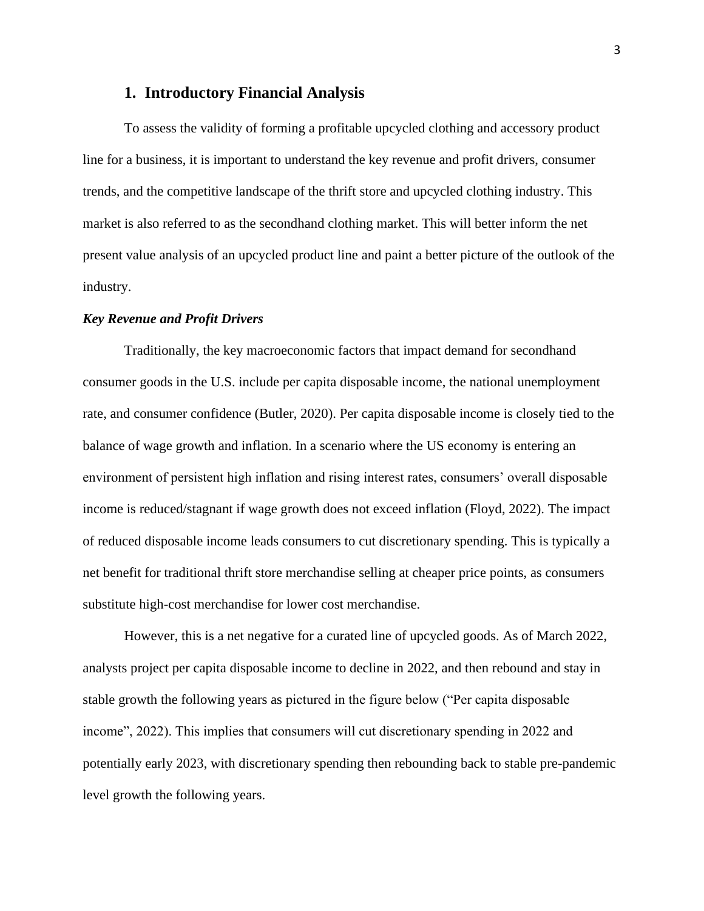## 1. Introductory Financial Analysis

To assess the validity of forming a profitable upcycled clothing and accessory product line for a business, it is important to understand the key revenue and profit drivers, consumer trends, and the competitive landscape of the thrift store and upcycled clothing industry. This market is also referred to as the secondhand clothing market. This will better inform the net present value analysis of an upcycled product line and paint a better picture of the outlook of the industry.

### *Key Revenue and Profit Drivers*

Traditionally, the key macroeconomic factors that impact demand for secondhand consumer goods in the U.S. include per capita disposable income, the national unemployment rate, and consumer confidence (Butler, 2020). Per capita disposable income is closely tied to the balance of wage growth and inflation. In a scenario where the US economy is entering an environment of persistent high inflation and rising interest rates, consumers' overall disposable income is reduced/stagnant if wage growth does not exceed inflation (Floyd, 2022). The impact of reduced disposable income leads consumers to cut discretionary spending. This is typically a net benefit for traditional thrift store merchandise selling at cheaper price points, as consumers substitute high-cost merchandise for lower cost merchandise.

However, this is a net negative for a curated line of upcycled goods. As of March 2022, analysts project per capita disposable income to decline in 2022, and then rebound and stay in stable growth the following years as pictured in the figure below ("Per capita disposable income", 2022). This implies that consumers will cut discretionary spending in 2022 and potentially early 2023, with discretionary spending then rebounding back to stable pre-pandemic level growth the following years.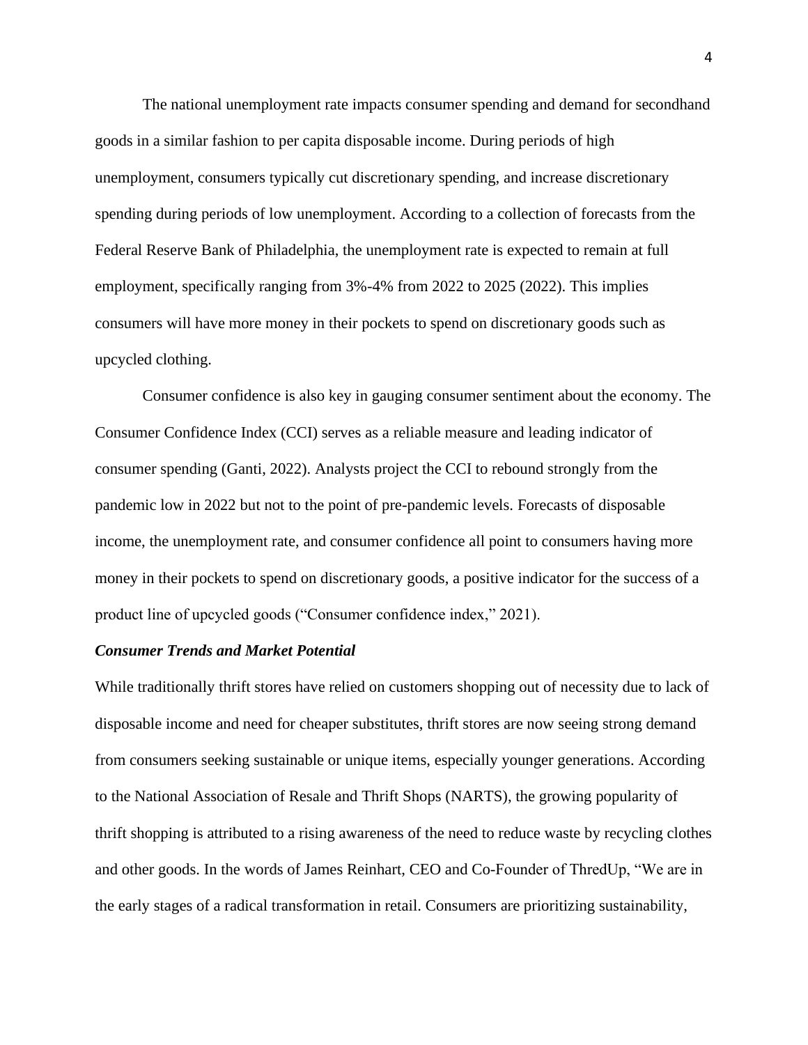The national unemployment rate impacts consumer spending and demand for secondhand goods in a similar fashion to per capita disposable income. During periods of high unemployment, consumers typically cut discretionary spending, and increase discretionary spending during periods of low unemployment. According to a collection of forecasts from the Federal Reserve Bank of Philadelphia, the unemployment rate is expected to remain at full employment, specifically ranging from 3%-4% from 2022 to 2025 (2022). This implies consumers will have more money in their pockets to spend on discretionary goods such as upcycled clothing.

Consumer confidence is also key in gauging consumer sentiment about the economy. The Consumer Confidence Index (CCI) serves as a reliable measure and leading indicator of consumer spending (Ganti, 2022). Analysts project the CCI to rebound strongly from the pandemic low in 2022 but not to the point of pre-pandemic levels. Forecasts of disposable income, the unemployment rate, and consumer confidence all point to consumers having more money in their pockets to spend on discretionary goods, a positive indicator for the success of a product line of upcycled goods ("Consumer confidence index," 2021).

***Consumer Trends and Market Potential***

While traditionally thrift stores have relied on customers shopping out of necessity due to lack of disposable income and need for cheaper substitutes, thrift stores are now seeing strong demand from consumers seeking sustainable or unique items, especially younger generations. According to the National Association of Resale and Thrift Shops (NARTS), the growing popularity of thrift shopping is attributed to a rising awareness of the need to reduce waste by recycling clothes and other goods. In the words of James Reinhart, CEO and Co-Founder of ThredUp, "We are in the early stages of a radical transformation in retail. Consumers are prioritizing sustainability,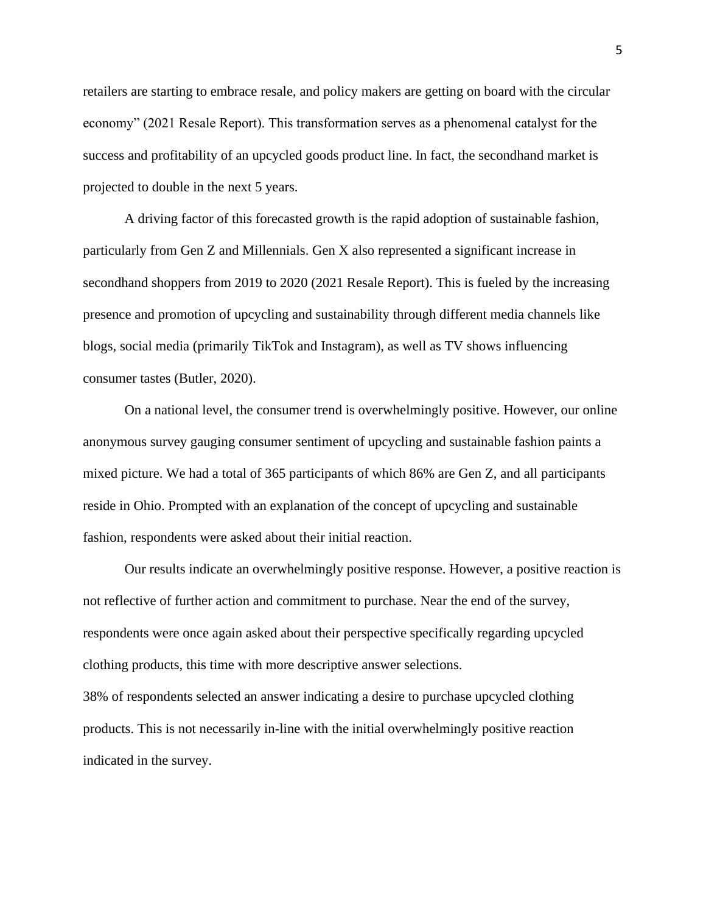retailers are starting to embrace resale, and policy makers are getting on board with the circular economy" (2021 Resale Report). This transformation serves as a phenomenal catalyst for the success and profitability of an upcycled goods product line. In fact, the secondhand market is projected to double in the next 5 years.

A driving factor of this forecasted growth is the rapid adoption of sustainable fashion, particularly from Gen Z and Millennials. Gen X also represented a significant increase in secondhand shoppers from 2019 to 2020 (2021 Resale Report). This is fueled by the increasing presence and promotion of upcycling and sustainability through different media channels like blogs, social media (primarily TikTok and Instagram), as well as TV shows influencing consumer tastes (Butler, 2020).

On a national level, the consumer trend is overwhelmingly positive. However, our online anonymous survey gauging consumer sentiment of upcycling and sustainable fashion paints a mixed picture. We had a total of 365 participants of which 86% are Gen Z, and all participants reside in Ohio. Prompted with an explanation of the concept of upcycling and sustainable fashion, respondents were asked about their initial reaction.

Our results indicate an overwhelmingly positive response. However, a positive reaction is not reflective of further action and commitment to purchase. Near the end of the survey, respondents were once again asked about their perspective specifically regarding upcycled clothing products, this time with more descriptive answer selections.

38% of respondents selected an answer indicating a desire to purchase upcycled clothing products. This is not necessarily in-line with the initial overwhelmingly positive reaction indicated in the survey.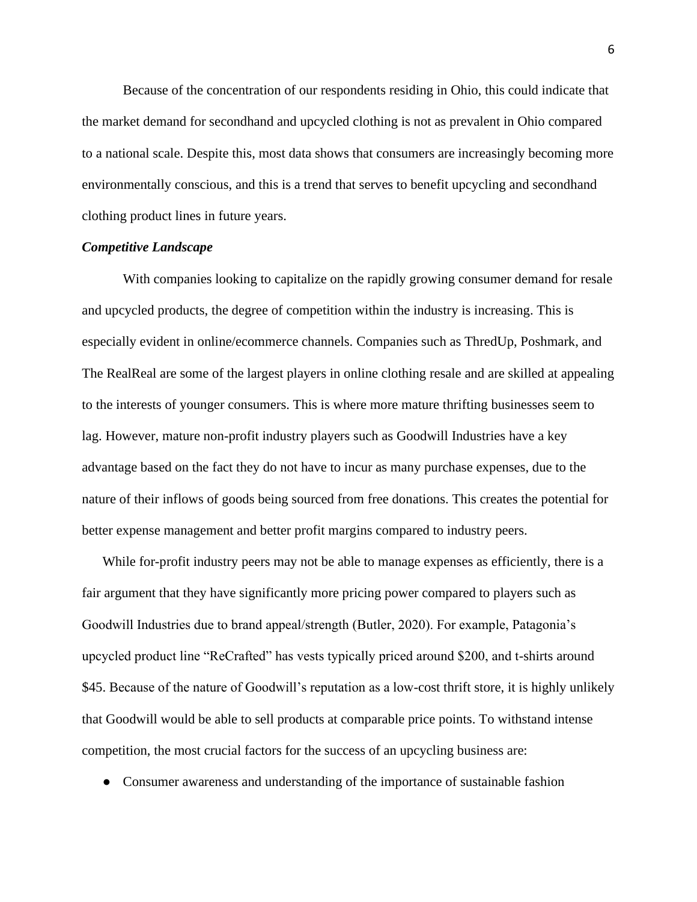Because of the concentration of our respondents residing in Ohio, this could indicate that the market demand for secondhand and upcycled clothing is not as prevalent in Ohio compared to a national scale. Despite this, most data shows that consumers are increasingly becoming more environmentally conscious, and this is a trend that serves to benefit upcycling and secondhand clothing product lines in future years.

***Competitive Landscape***

With companies looking to capitalize on the rapidly growing consumer demand for resale and upcycled products, the degree of competition within the industry is increasing. This is especially evident in online/ecommerce channels. Companies such as ThredUp, Poshmark, and The RealReal are some of the largest players in online clothing resale and are skilled at appealing to the interests of younger consumers. This is where more mature thrifting businesses seem to lag. However, mature non-profit industry players such as Goodwill Industries have a key advantage based on the fact they do not have to incur as many purchase expenses, due to the nature of their inflows of goods being sourced from free donations. This creates the potential for better expense management and better profit margins compared to industry peers.

While for-profit industry peers may not be able to manage expenses as efficiently, there is a fair argument that they have significantly more pricing power compared to players such as Goodwill Industries due to brand appeal/strength (Butler, 2020). For example, Patagonia's upcycled product line "ReCrafted" has vests typically priced around $200, and t-shirts around $45. Because of the nature of Goodwill's reputation as a low-cost thrift store, it is highly unlikely that Goodwill would be able to sell products at comparable price points. To withstand intense competition, the most crucial factors for the success of an upcycling business are:

- Consumer awareness and understanding of the importance of sustainable fashion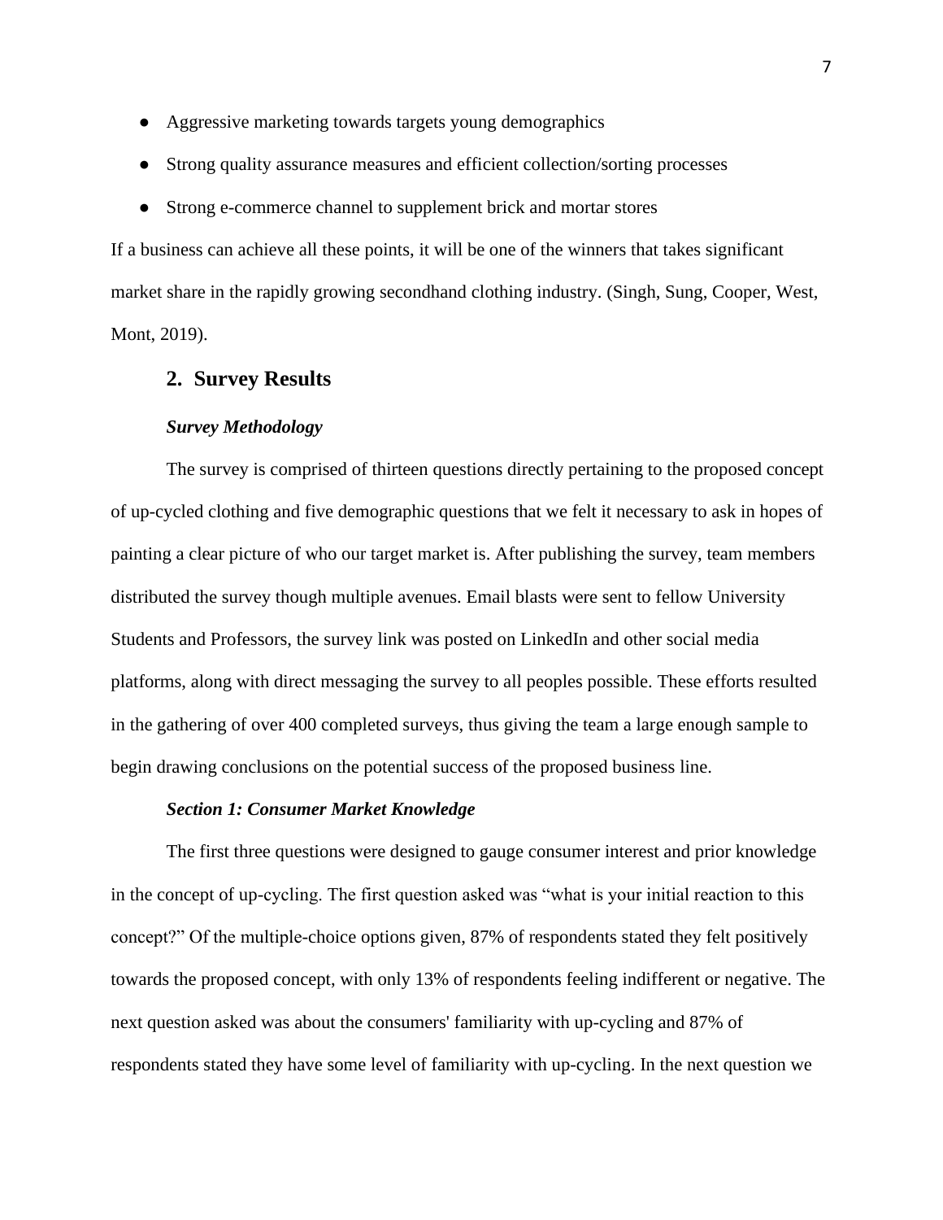- Aggressive marketing towards targets young demographics
- Strong quality assurance measures and efficient collection/sorting processes
- Strong e-commerce channel to supplement brick and mortar stores

If a business can achieve all these points, it will be one of the winners that takes significant market share in the rapidly growing secondhand clothing industry. (Singh, Sung, Cooper, West, Mont, 2019).

## 2. Survey Results

### *Survey Methodology*

The survey is comprised of thirteen questions directly pertaining to the proposed concept of up-cycled clothing and five demographic questions that we felt it necessary to ask in hopes of painting a clear picture of who our target market is. After publishing the survey, team members distributed the survey though multiple avenues. Email blasts were sent to fellow University Students and Professors, the survey link was posted on LinkedIn and other social media platforms, along with direct messaging the survey to all peoples possible. These efforts resulted in the gathering of over 400 completed surveys, thus giving the team a large enough sample to begin drawing conclusions on the potential success of the proposed business line.

### *Section 1: Consumer Market Knowledge*

The first three questions were designed to gauge consumer interest and prior knowledge in the concept of up-cycling. The first question asked was “what is your initial reaction to this concept?” Of the multiple-choice options given, 87% of respondents stated they felt positively towards the proposed concept, with only 13% of respondents feeling indifferent or negative. The next question asked was about the consumers' familiarity with up-cycling and 87% of respondents stated they have some level of familiarity with up-cycling. In the next question we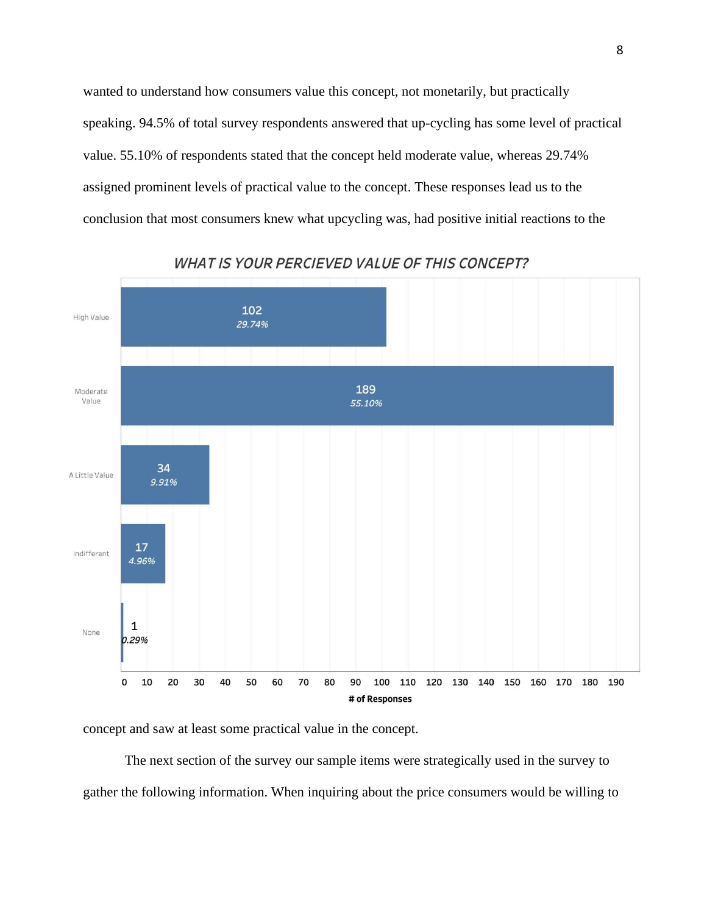wanted to understand how consumers value this concept, not monetarily, but practically speaking. 94.5% of total survey respondents answered that up-cycling has some level of practical value. 55.10% of respondents stated that the concept held moderate value, whereas 29.74% assigned prominent levels of practical value to the concept. These responses lead us to the conclusion that most consumers knew what upcycling was, had positive initial reactions to the concept and saw at least some practical value in the concept.

**WHAT IS YOUR PERCIEVED VALUE OF THIS CONCEPT?**

| Response | # of Responses | % |
|---|---|---|
| High Value | 102 | 29.74% |
| Moderate Value | 189 | 55.10% |
| A Little Value | 34 | 9.91% |
| Indifferent | 17 | 4.96% |
| None | 1 | 0.29% |

The next section of the survey our sample items were strategically used in the survey to gather the following information. When inquiring about the price consumers would be willing to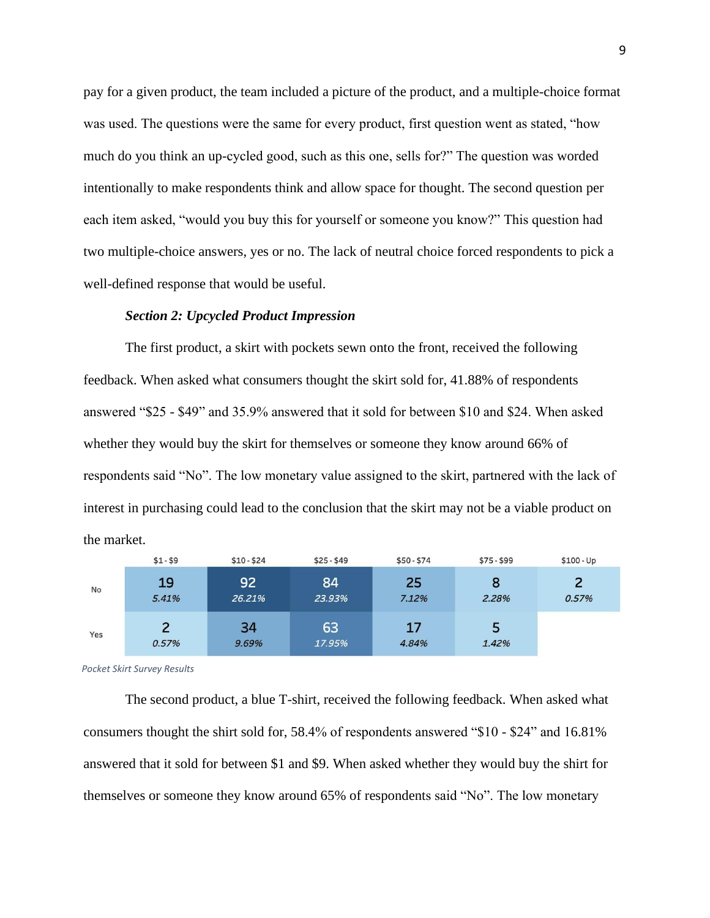pay for a given product, the team included a picture of the product, and a multiple-choice format was used. The questions were the same for every product, first question went as stated, “how much do you think an up-cycled good, such as this one, sells for?” The question was worded intentionally to make respondents think and allow space for thought. The second question per each item asked, “would you buy this for yourself or someone you know?” This question had two multiple-choice answers, yes or no. The lack of neutral choice forced respondents to pick a well-defined response that would be useful.

***Section 2: Upcycled Product Impression***

The first product, a skirt with pockets sewn onto the front, received the following feedback. When asked what consumers thought the skirt sold for, 41.88% of respondents answered “$25 - $49” and 35.9% answered that it sold for between $10 and $24. When asked whether they would buy the skirt for themselves or someone they know around 66% of respondents said “No”. The low monetary value assigned to the skirt, partnered with the lack of interest in purchasing could lead to the conclusion that the skirt may not be a viable product on the market.

| | $1 - $9 | $10 - $24 | $25 - $49 | $50 - $74 | $75 - $99 | $100 - Up |
|---|---|---|---|---|---|---|
| No | 19<br>*5.41%* | 92<br>*26.21%* | 84<br>*23.93%* | 25<br>*7.12%* | 8<br>*2.28%* | 2<br>*0.57%* |
| Yes | 2<br>*0.57%* | 34<br>*9.69%* | 63<br>*17.95%* | 17<br>*4.84%* | 5<br>*1.42%* | |

*Pocket Skirt Survey Results*

The second product, a blue T-shirt, received the following feedback. When asked what consumers thought the shirt sold for, 58.4% of respondents answered “$10 - $24” and 16.81% answered that it sold for between $1 and $9. When asked whether they would buy the shirt for themselves or someone they know around 65% of respondents said “No”. The low monetary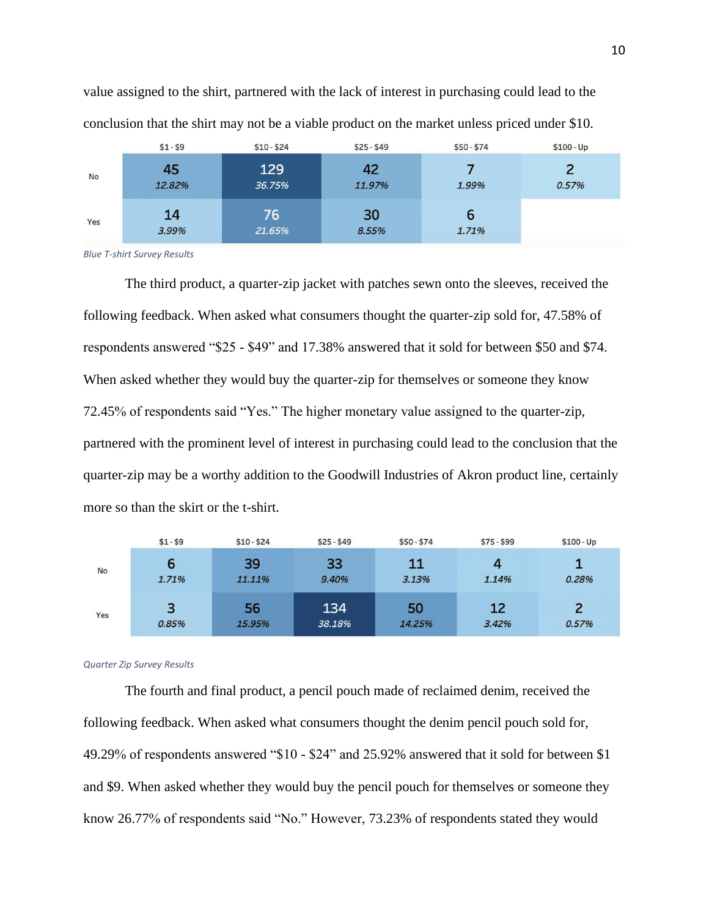value assigned to the shirt, partnered with the lack of interest in purchasing could lead to the conclusion that the shirt may not be a viable product on the market unless priced under $10.

| | $1 - $9 | $10 - $24 | $25 - $49 | $50 - $74 | $100 - Up |
|---|---|---|---|---|---|
| No | 45<br>12.82% | 129<br>36.75% | 42<br>11.97% | 7<br>1.99% | 2<br>0.57% |
| Yes | 14<br>3.99% | 76<br>21.65% | 30<br>8.55% | 6<br>1.71% | |

*Blue T-shirt Survey Results*

The third product, a quarter-zip jacket with patches sewn onto the sleeves, received the following feedback. When asked what consumers thought the quarter-zip sold for, 47.58% of respondents answered "$25 - $49" and 17.38% answered that it sold for between $50 and $74. When asked whether they would buy the quarter-zip for themselves or someone they know 72.45% of respondents said "Yes." The higher monetary value assigned to the quarter-zip, partnered with the prominent level of interest in purchasing could lead to the conclusion that the quarter-zip may be a worthy addition to the Goodwill Industries of Akron product line, certainly more so than the skirt or the t-shirt.

| | $1 - $9 | $10 - $24 | $25 - $49 | $50 - $74 | $75 - $99 | $100 - Up |
|---|---|---|---|---|---|---|
| No | 6<br>1.71% | 39<br>11.11% | 33<br>9.40% | 11<br>3.13% | 4<br>1.14% | 1<br>0.28% |
| Yes | 3<br>0.85% | 56<br>15.95% | 134<br>38.18% | 50<br>14.25% | 12<br>3.42% | 2<br>0.57% |

*Quarter Zip Survey Results*

The fourth and final product, a pencil pouch made of reclaimed denim, received the following feedback. When asked what consumers thought the denim pencil pouch sold for, 49.29% of respondents answered "$10 - $24" and 25.92% answered that it sold for between $1 and $9. When asked whether they would buy the pencil pouch for themselves or someone they know 26.77% of respondents said "No." However, 73.23% of respondents stated they would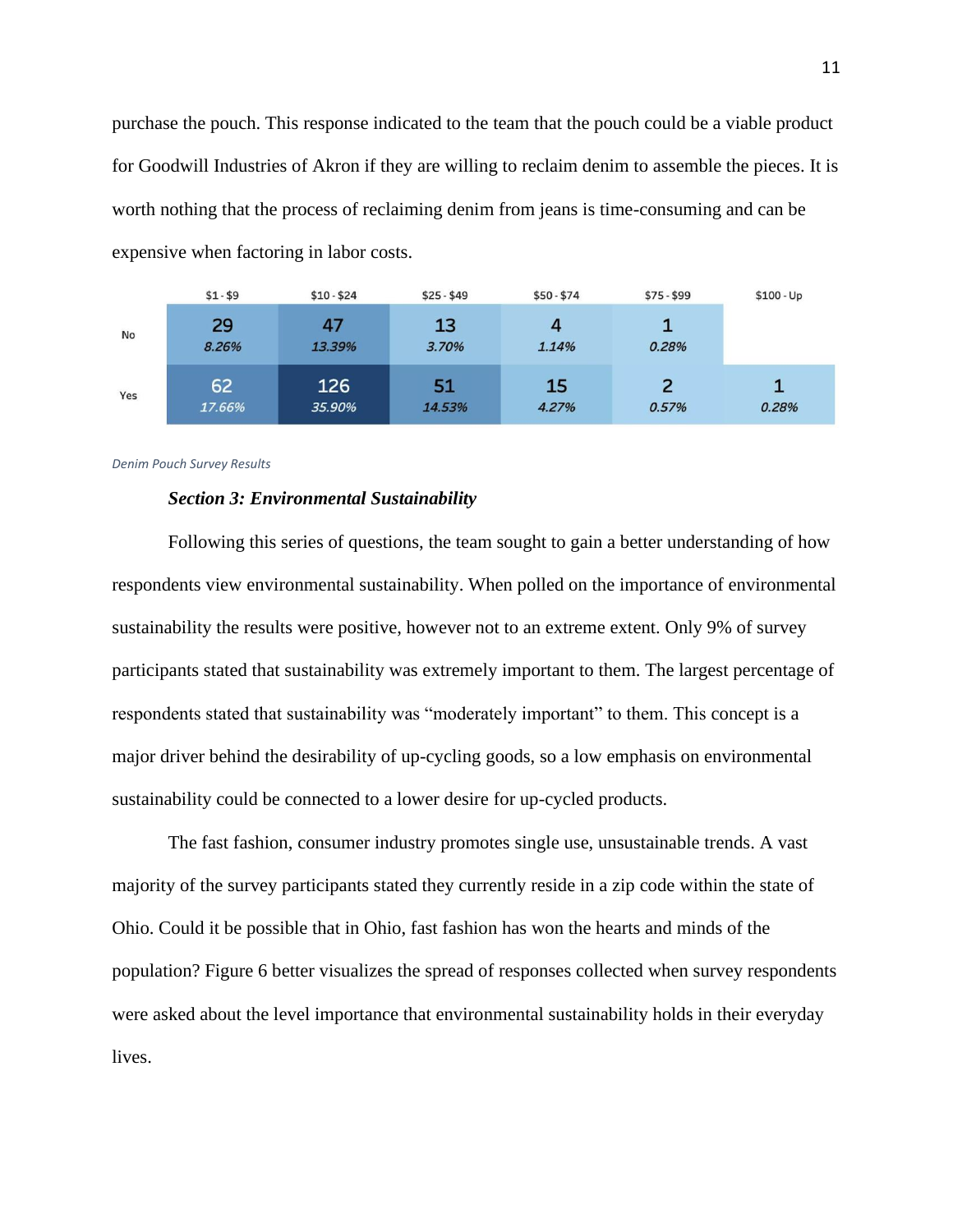purchase the pouch. This response indicated to the team that the pouch could be a viable product for Goodwill Industries of Akron if they are willing to reclaim denim to assemble the pieces. It is worth nothing that the process of reclaiming denim from jeans is time-consuming and can be expensive when factoring in labor costs.

| | $1 - $9 | $10 - $24 | $25 - $49 | $50 - $74 | $75 - $99 | $100 - Up |
|---|---|---|---|---|---|---|
| No | 29<br>*8.26%* | 47<br>*13.39%* | 13<br>*3.70%* | 4<br>*1.14%* | 1<br>*0.28%* | |
| Yes | 62<br>*17.66%* | 126<br>*35.90%* | 51<br>*14.53%* | 15<br>*4.27%* | 2<br>*0.57%* | 1<br>*0.28%* |

*Denim Pouch Survey Results*

***Section 3: Environmental Sustainability***

Following this series of questions, the team sought to gain a better understanding of how respondents view environmental sustainability. When polled on the importance of environmental sustainability the results were positive, however not to an extreme extent. Only 9% of survey participants stated that sustainability was extremely important to them. The largest percentage of respondents stated that sustainability was "moderately important" to them. This concept is a major driver behind the desirability of up-cycling goods, so a low emphasis on environmental sustainability could be connected to a lower desire for up-cycled products.

The fast fashion, consumer industry promotes single use, unsustainable trends. A vast majority of the survey participants stated they currently reside in a zip code within the state of Ohio. Could it be possible that in Ohio, fast fashion has won the hearts and minds of the population? Figure 6 better visualizes the spread of responses collected when survey respondents were asked about the level importance that environmental sustainability holds in their everyday lives.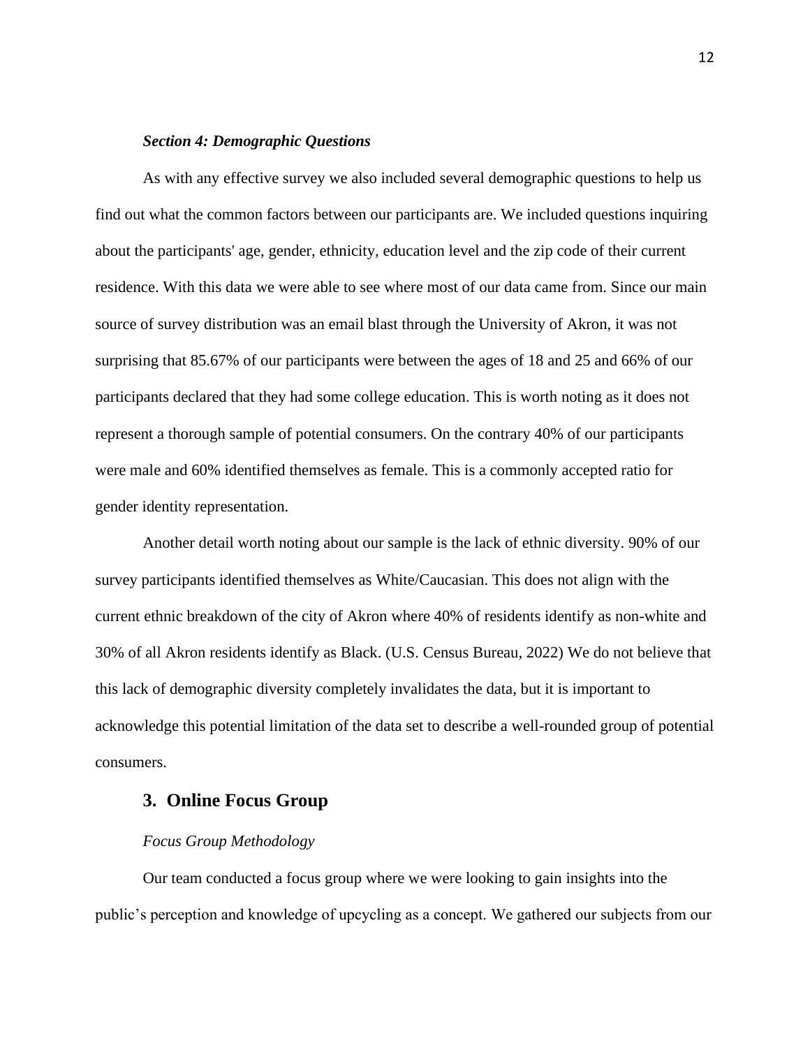### *Section 4: Demographic Questions*

As with any effective survey we also included several demographic questions to help us find out what the common factors between our participants are. We included questions inquiring about the participants' age, gender, ethnicity, education level and the zip code of their current residence. With this data we were able to see where most of our data came from. Since our main source of survey distribution was an email blast through the University of Akron, it was not surprising that 85.67% of our participants were between the ages of 18 and 25 and 66% of our participants declared that they had some college education. This is worth noting as it does not represent a thorough sample of potential consumers. On the contrary 40% of our participants were male and 60% identified themselves as female. This is a commonly accepted ratio for gender identity representation.

Another detail worth noting about our sample is the lack of ethnic diversity. 90% of our survey participants identified themselves as White/Caucasian. This does not align with the current ethnic breakdown of the city of Akron where 40% of residents identify as non-white and 30% of all Akron residents identify as Black. (U.S. Census Bureau, 2022) We do not believe that this lack of demographic diversity completely invalidates the data, but it is important to acknowledge this potential limitation of the data set to describe a well-rounded group of potential consumers.

## 3. Online Focus Group

*Focus Group Methodology*

Our team conducted a focus group where we were looking to gain insights into the public's perception and knowledge of upcycling as a concept. We gathered our subjects from our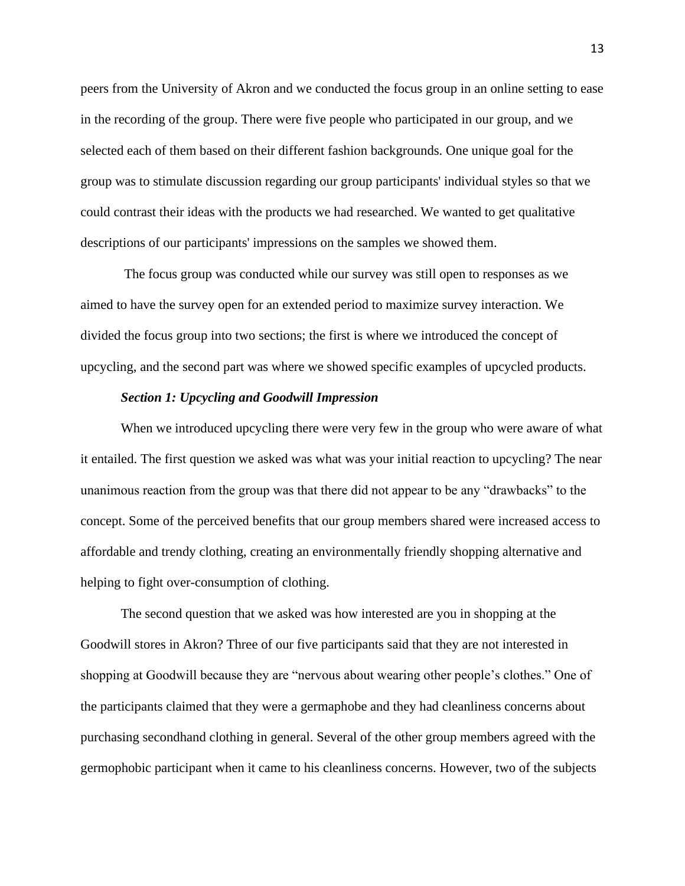peers from the University of Akron and we conducted the focus group in an online setting to ease in the recording of the group. There were five people who participated in our group, and we selected each of them based on their different fashion backgrounds. One unique goal for the group was to stimulate discussion regarding our group participants' individual styles so that we could contrast their ideas with the products we had researched. We wanted to get qualitative descriptions of our participants' impressions on the samples we showed them.

The focus group was conducted while our survey was still open to responses as we aimed to have the survey open for an extended period to maximize survey interaction. We divided the focus group into two sections; the first is where we introduced the concept of upcycling, and the second part was where we showed specific examples of upcycled products.

### *Section 1: Upcycling and Goodwill Impression*

When we introduced upcycling there were very few in the group who were aware of what it entailed. The first question we asked was what was your initial reaction to upcycling? The near unanimous reaction from the group was that there did not appear to be any "drawbacks" to the concept. Some of the perceived benefits that our group members shared were increased access to affordable and trendy clothing, creating an environmentally friendly shopping alternative and helping to fight over-consumption of clothing.

The second question that we asked was how interested are you in shopping at the Goodwill stores in Akron? Three of our five participants said that they are not interested in shopping at Goodwill because they are "nervous about wearing other people's clothes." One of the participants claimed that they were a germaphobe and they had cleanliness concerns about purchasing secondhand clothing in general. Several of the other group members agreed with the germophobic participant when it came to his cleanliness concerns. However, two of the subjects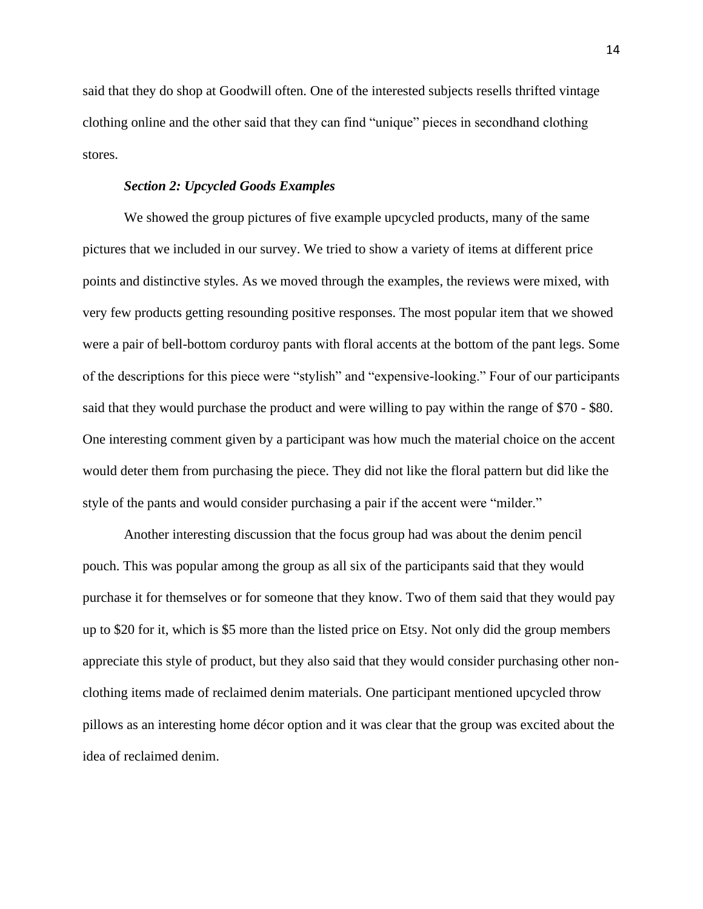said that they do shop at Goodwill often. One of the interested subjects resells thrifted vintage clothing online and the other said that they can find "unique" pieces in secondhand clothing stores.

***Section 2: Upcycled Goods Examples***

We showed the group pictures of five example upcycled products, many of the same pictures that we included in our survey. We tried to show a variety of items at different price points and distinctive styles. As we moved through the examples, the reviews were mixed, with very few products getting resounding positive responses. The most popular item that we showed were a pair of bell-bottom corduroy pants with floral accents at the bottom of the pant legs. Some of the descriptions for this piece were "stylish" and "expensive-looking." Four of our participants said that they would purchase the product and were willing to pay within the range of $70 - $80. One interesting comment given by a participant was how much the material choice on the accent would deter them from purchasing the piece. They did not like the floral pattern but did like the style of the pants and would consider purchasing a pair if the accent were "milder."

Another interesting discussion that the focus group had was about the denim pencil pouch. This was popular among the group as all six of the participants said that they would purchase it for themselves or for someone that they know. Two of them said that they would pay up to $20 for it, which is $5 more than the listed price on Etsy. Not only did the group members appreciate this style of product, but they also said that they would consider purchasing other non-clothing items made of reclaimed denim materials. One participant mentioned upcycled throw pillows as an interesting home décor option and it was clear that the group was excited about the idea of reclaimed denim.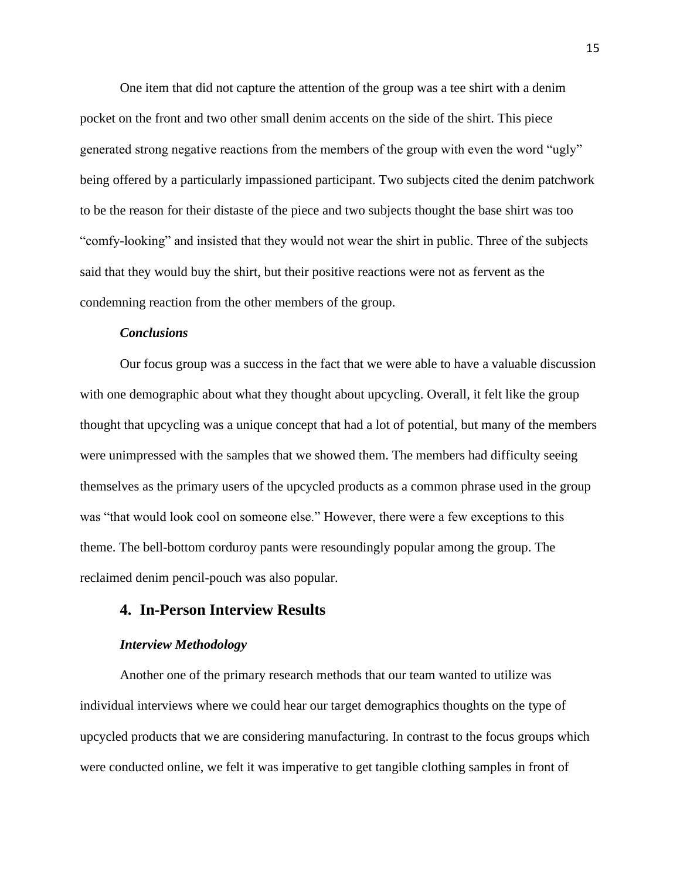One item that did not capture the attention of the group was a tee shirt with a denim pocket on the front and two other small denim accents on the side of the shirt. This piece generated strong negative reactions from the members of the group with even the word “ugly” being offered by a particularly impassioned participant. Two subjects cited the denim patchwork to be the reason for their distaste of the piece and two subjects thought the base shirt was too “comfy-looking” and insisted that they would not wear the shirt in public. Three of the subjects said that they would buy the shirt, but their positive reactions were not as fervent as the condemning reaction from the other members of the group.

***Conclusions***

Our focus group was a success in the fact that we were able to have a valuable discussion with one demographic about what they thought about upcycling. Overall, it felt like the group thought that upcycling was a unique concept that had a lot of potential, but many of the members were unimpressed with the samples that we showed them. The members had difficulty seeing themselves as the primary users of the upcycled products as a common phrase used in the group was “that would look cool on someone else.” However, there were a few exceptions to this theme. The bell-bottom corduroy pants were resoundingly popular among the group. The reclaimed denim pencil-pouch was also popular.

## 4. In-Person Interview Results

***Interview Methodology***

Another one of the primary research methods that our team wanted to utilize was individual interviews where we could hear our target demographics thoughts on the type of upcycled products that we are considering manufacturing. In contrast to the focus groups which were conducted online, we felt it was imperative to get tangible clothing samples in front of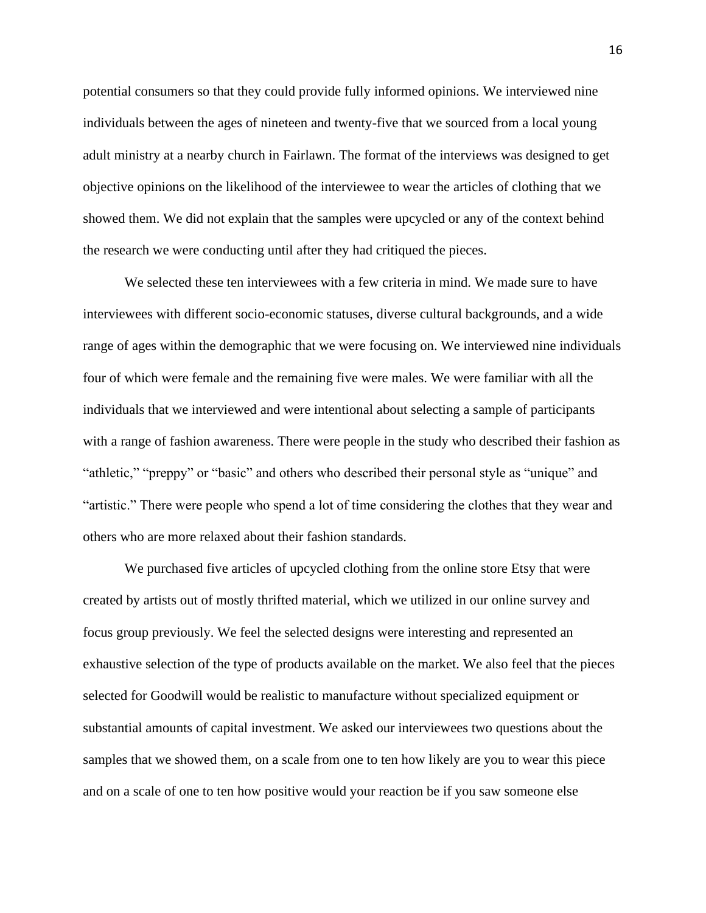potential consumers so that they could provide fully informed opinions. We interviewed nine individuals between the ages of nineteen and twenty-five that we sourced from a local young adult ministry at a nearby church in Fairlawn. The format of the interviews was designed to get objective opinions on the likelihood of the interviewee to wear the articles of clothing that we showed them. We did not explain that the samples were upcycled or any of the context behind the research we were conducting until after they had critiqued the pieces.

We selected these ten interviewees with a few criteria in mind. We made sure to have interviewees with different socio-economic statuses, diverse cultural backgrounds, and a wide range of ages within the demographic that we were focusing on. We interviewed nine individuals four of which were female and the remaining five were males. We were familiar with all the individuals that we interviewed and were intentional about selecting a sample of participants with a range of fashion awareness. There were people in the study who described their fashion as "athletic," "preppy" or "basic" and others who described their personal style as "unique" and "artistic." There were people who spend a lot of time considering the clothes that they wear and others who are more relaxed about their fashion standards.

We purchased five articles of upcycled clothing from the online store Etsy that were created by artists out of mostly thrifted material, which we utilized in our online survey and focus group previously. We feel the selected designs were interesting and represented an exhaustive selection of the type of products available on the market. We also feel that the pieces selected for Goodwill would be realistic to manufacture without specialized equipment or substantial amounts of capital investment. We asked our interviewees two questions about the samples that we showed them, on a scale from one to ten how likely are you to wear this piece and on a scale of one to ten how positive would your reaction be if you saw someone else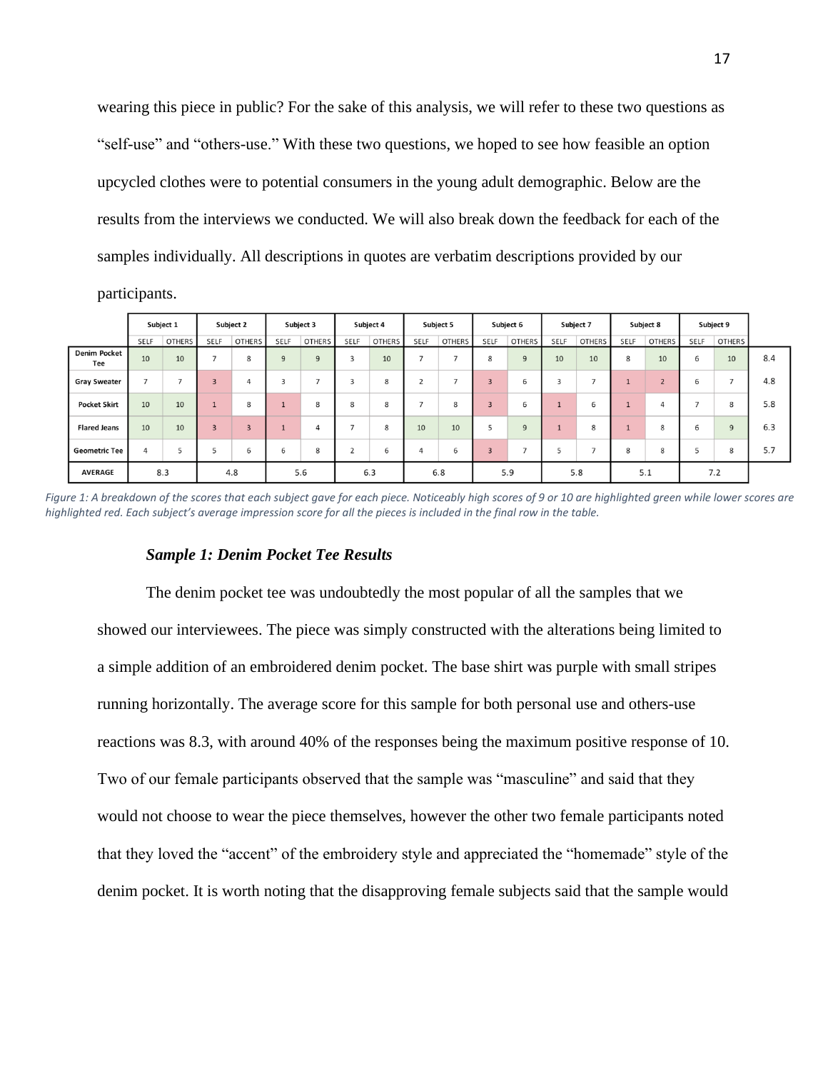wearing this piece in public? For the sake of this analysis, we will refer to these two questions as "self-use" and "others-use." With these two questions, we hoped to see how feasible an option upcycled clothes were to potential consumers in the young adult demographic. Below are the results from the interviews we conducted. We will also break down the feedback for each of the samples individually. All descriptions in quotes are verbatim descriptions provided by our participants.

| | Subject 1 | | Subject 2 | | Subject 3 | | Subject 4 | | Subject 5 | | Subject 6 | | Subject 7 | | Subject 8 | | Subject 9 | | |
|---|---|---|---|---|---|---|---|---|---|---|---|---|---|---|---|---|---|---|---|
| | SELF | OTHERS | SELF | OTHERS | SELF | OTHERS | SELF | OTHERS | SELF | OTHERS | SELF | OTHERS | SELF | OTHERS | SELF | OTHERS | SELF | OTHERS | |
| Denim Pocket Tee | 10 | 10 | 7 | 8 | 9 | 9 | 3 | 10 | 7 | 7 | 8 | 9 | 10 | 10 | 8 | 10 | 6 | 10 | 8.4 |
| Gray Sweater | 7 | 7 | 3 | 4 | 3 | 7 | 3 | 8 | 2 | 7 | 3 | 6 | 3 | 7 | 1 | 2 | 6 | 7 | 4.8 |
| Pocket Skirt | 10 | 10 | 1 | 8 | 1 | 8 | 8 | 8 | 7 | 8 | 3 | 6 | 1 | 6 | 1 | 4 | 7 | 8 | 5.8 |
| Flared Jeans | 10 | 10 | 3 | 3 | 1 | 4 | 7 | 8 | 10 | 10 | 5 | 9 | 1 | 8 | 1 | 8 | 6 | 9 | 6.3 |
| Geometric Tee | 4 | 5 | 5 | 6 | 6 | 8 | 2 | 6 | 4 | 6 | 3 | 7 | 5 | 7 | 8 | 8 | 5 | 8 | 5.7 |
| AVERAGE | 8.3 | | 4.8 | | 5.6 | | 6.3 | | 6.8 | | 5.9 | | 5.8 | | 5.1 | | 7.2 | | |

*Figure 1: A breakdown of the scores that each subject gave for each piece. Noticeably high scores of 9 or 10 are highlighted green while lower scores are highlighted red. Each subject's average impression score for all the pieces is included in the final row in the table.*

***Sample 1: Denim Pocket Tee Results***

The denim pocket tee was undoubtedly the most popular of all the samples that we showed our interviewees. The piece was simply constructed with the alterations being limited to a simple addition of an embroidered denim pocket. The base shirt was purple with small stripes running horizontally. The average score for this sample for both personal use and others-use reactions was 8.3, with around 40% of the responses being the maximum positive response of 10. Two of our female participants observed that the sample was "masculine" and said that they would not choose to wear the piece themselves, however the other two female participants noted that they loved the "accent" of the embroidery style and appreciated the "homemade" style of the denim pocket. It is worth noting that the disapproving female subjects said that the sample would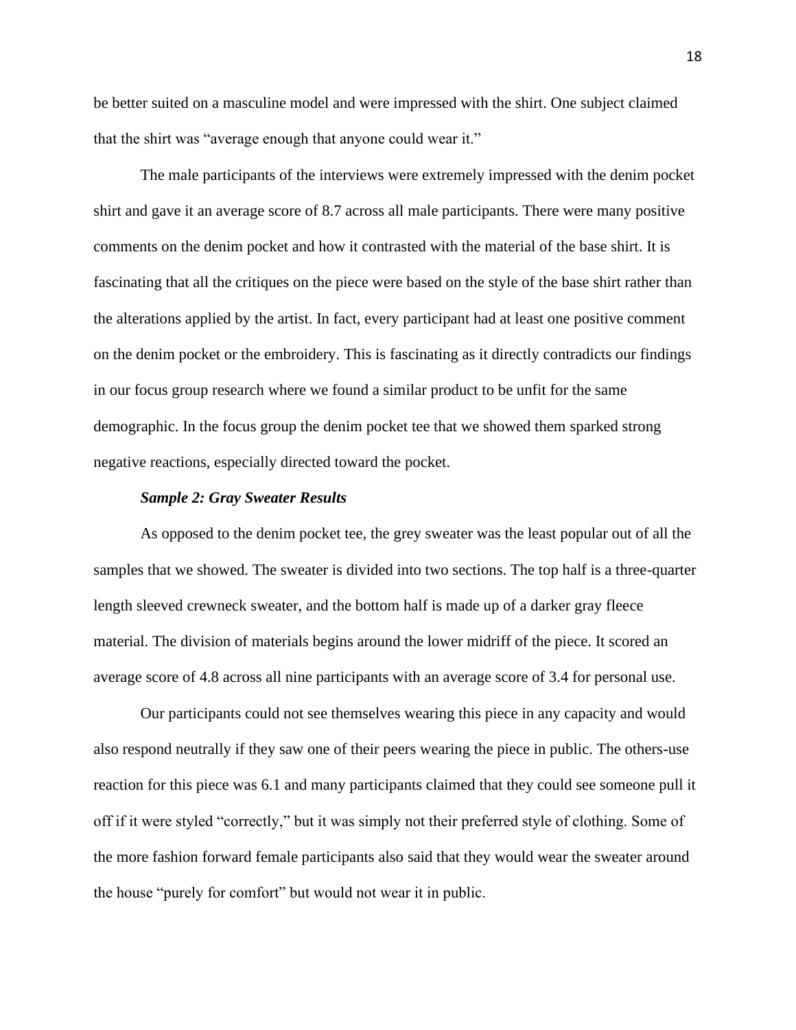be better suited on a masculine model and were impressed with the shirt. One subject claimed that the shirt was "average enough that anyone could wear it."

The male participants of the interviews were extremely impressed with the denim pocket shirt and gave it an average score of 8.7 across all male participants. There were many positive comments on the denim pocket and how it contrasted with the material of the base shirt. It is fascinating that all the critiques on the piece were based on the style of the base shirt rather than the alterations applied by the artist. In fact, every participant had at least one positive comment on the denim pocket or the embroidery. This is fascinating as it directly contradicts our findings in our focus group research where we found a similar product to be unfit for the same demographic. In the focus group the denim pocket tee that we showed them sparked strong negative reactions, especially directed toward the pocket.

***Sample 2: Gray Sweater Results***

As opposed to the denim pocket tee, the grey sweater was the least popular out of all the samples that we showed. The sweater is divided into two sections. The top half is a three-quarter length sleeved crewneck sweater, and the bottom half is made up of a darker gray fleece material. The division of materials begins around the lower midriff of the piece. It scored an average score of 4.8 across all nine participants with an average score of 3.4 for personal use.

Our participants could not see themselves wearing this piece in any capacity and would also respond neutrally if they saw one of their peers wearing the piece in public. The others-use reaction for this piece was 6.1 and many participants claimed that they could see someone pull it off if it were styled "correctly," but it was simply not their preferred style of clothing. Some of the more fashion forward female participants also said that they would wear the sweater around the house "purely for comfort" but would not wear it in public.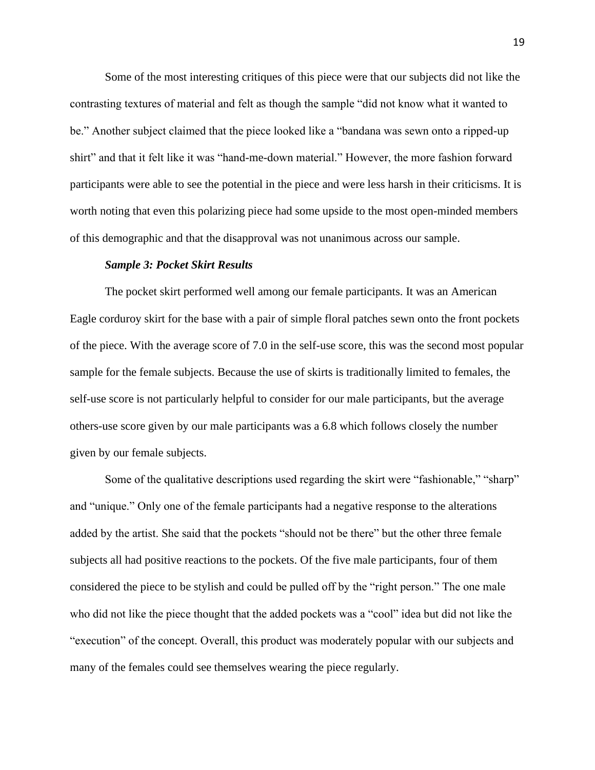Some of the most interesting critiques of this piece were that our subjects did not like the contrasting textures of material and felt as though the sample "did not know what it wanted to be." Another subject claimed that the piece looked like a "bandana was sewn onto a ripped-up shirt" and that it felt like it was "hand-me-down material." However, the more fashion forward participants were able to see the potential in the piece and were less harsh in their criticisms. It is worth noting that even this polarizing piece had some upside to the most open-minded members of this demographic and that the disapproval was not unanimous across our sample.

***Sample 3: Pocket Skirt Results***

The pocket skirt performed well among our female participants. It was an American Eagle corduroy skirt for the base with a pair of simple floral patches sewn onto the front pockets of the piece. With the average score of 7.0 in the self-use score, this was the second most popular sample for the female subjects. Because the use of skirts is traditionally limited to females, the self-use score is not particularly helpful to consider for our male participants, but the average others-use score given by our male participants was a 6.8 which follows closely the number given by our female subjects.

Some of the qualitative descriptions used regarding the skirt were "fashionable," "sharp" and "unique." Only one of the female participants had a negative response to the alterations added by the artist. She said that the pockets "should not be there" but the other three female subjects all had positive reactions to the pockets. Of the five male participants, four of them considered the piece to be stylish and could be pulled off by the "right person." The one male who did not like the piece thought that the added pockets was a "cool" idea but did not like the "execution" of the concept. Overall, this product was moderately popular with our subjects and many of the females could see themselves wearing the piece regularly.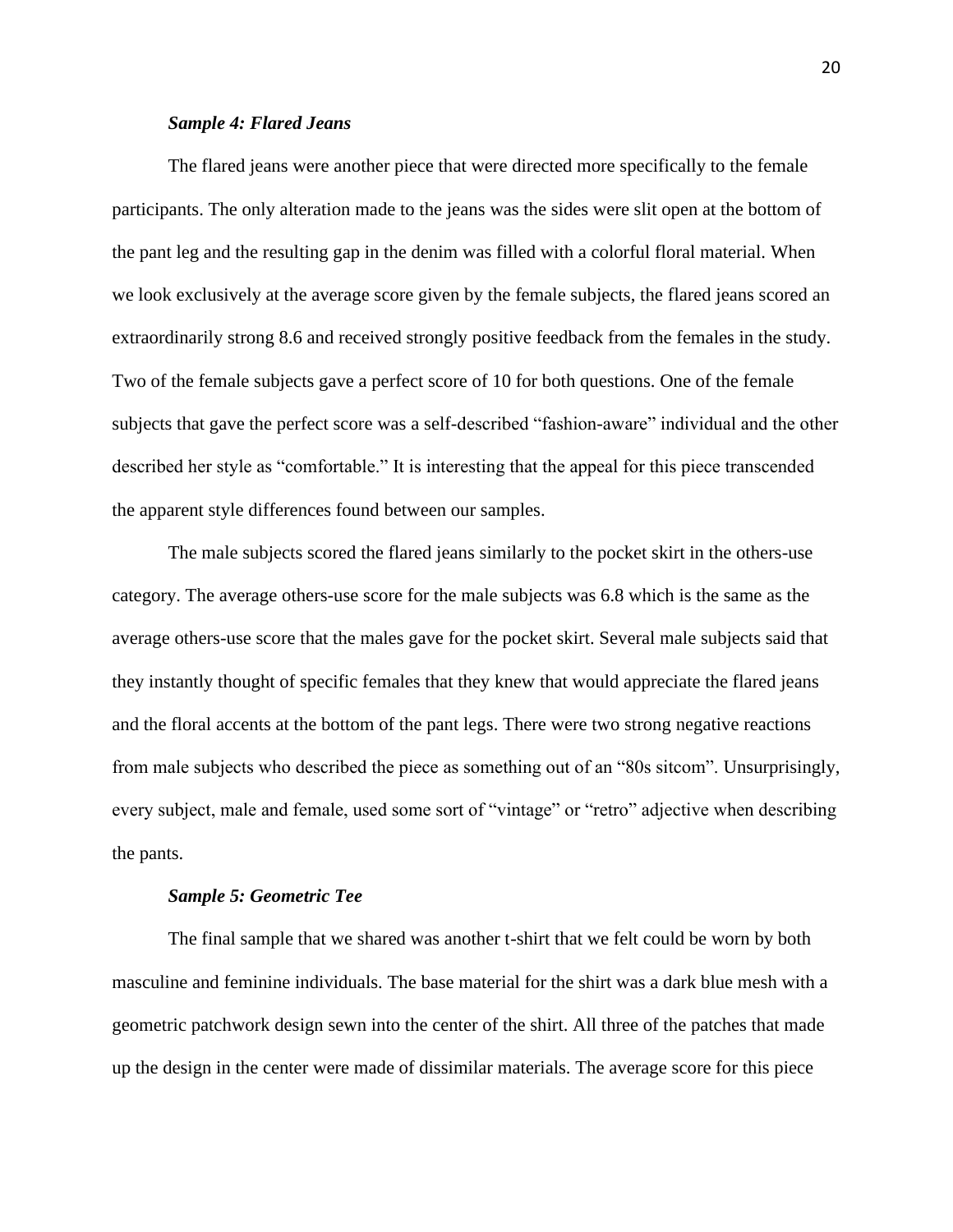***Sample 4: Flared Jeans***

The flared jeans were another piece that were directed more specifically to the female participants. The only alteration made to the jeans was the sides were slit open at the bottom of the pant leg and the resulting gap in the denim was filled with a colorful floral material. When we look exclusively at the average score given by the female subjects, the flared jeans scored an extraordinarily strong 8.6 and received strongly positive feedback from the females in the study. Two of the female subjects gave a perfect score of 10 for both questions. One of the female subjects that gave the perfect score was a self-described "fashion-aware" individual and the other described her style as "comfortable." It is interesting that the appeal for this piece transcended the apparent style differences found between our samples.

The male subjects scored the flared jeans similarly to the pocket skirt in the others-use category. The average others-use score for the male subjects was 6.8 which is the same as the average others-use score that the males gave for the pocket skirt. Several male subjects said that they instantly thought of specific females that they knew that would appreciate the flared jeans and the floral accents at the bottom of the pant legs. There were two strong negative reactions from male subjects who described the piece as something out of an "80s sitcom". Unsurprisingly, every subject, male and female, used some sort of "vintage" or "retro" adjective when describing the pants.

***Sample 5: Geometric Tee***

The final sample that we shared was another t-shirt that we felt could be worn by both masculine and feminine individuals. The base material for the shirt was a dark blue mesh with a geometric patchwork design sewn into the center of the shirt. All three of the patches that made up the design in the center were made of dissimilar materials. The average score for this piece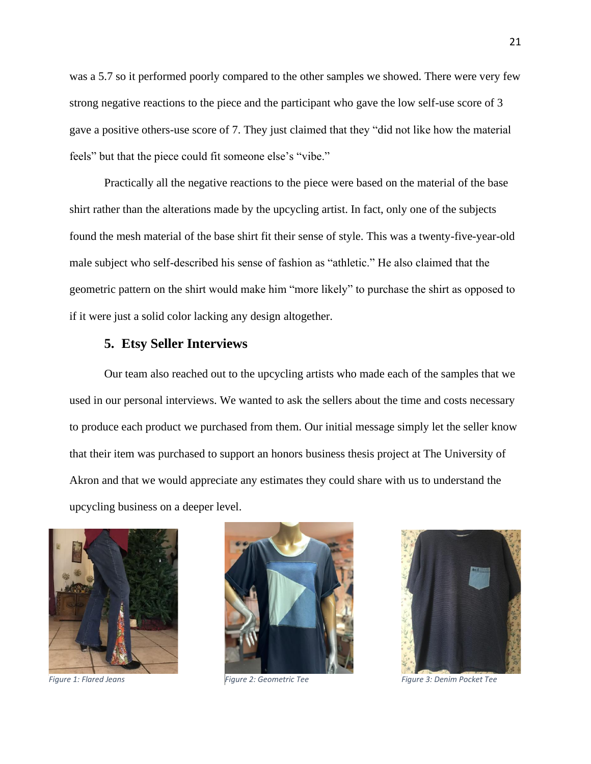was a 5.7 so it performed poorly compared to the other samples we showed. There were very few strong negative reactions to the piece and the participant who gave the low self-use score of 3 gave a positive others-use score of 7. They just claimed that they "did not like how the material feels" but that the piece could fit someone else's "vibe."

Practically all the negative reactions to the piece were based on the material of the base shirt rather than the alterations made by the upcycling artist. In fact, only one of the subjects found the mesh material of the base shirt fit their sense of style. This was a twenty-five-year-old male subject who self-described his sense of fashion as "athletic." He also claimed that the geometric pattern on the shirt would make him "more likely" to purchase the shirt as opposed to if it were just a solid color lacking any design altogether.

## 5. Etsy Seller Interviews

Our team also reached out to the upcycling artists who made each of the samples that we used in our personal interviews. We wanted to ask the sellers about the time and costs necessary to produce each product we purchased from them. Our initial message simply let the seller know that their item was purchased to support an honors business thesis project at The University of Akron and that we would appreciate any estimates they could share with us to understand the upcycling business on a deeper level.

*Figure 1: Flared Jeans*

*Figure 2: Geometric Tee*

*Figure 3: Denim Pocket Tee*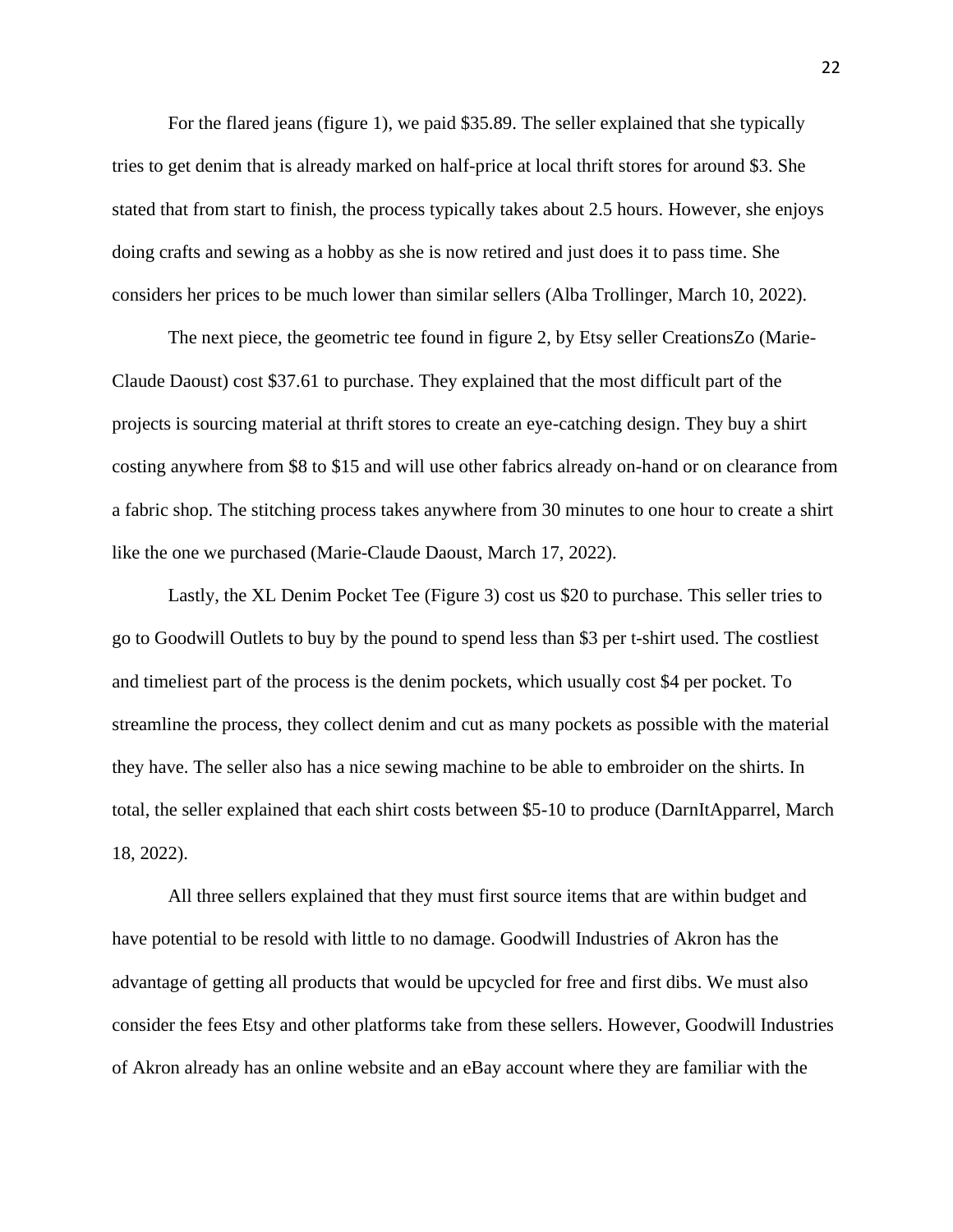For the flared jeans (figure 1), we paid $35.89. The seller explained that she typically tries to get denim that is already marked on half-price at local thrift stores for around $3. She stated that from start to finish, the process typically takes about 2.5 hours. However, she enjoys doing crafts and sewing as a hobby as she is now retired and just does it to pass time. She considers her prices to be much lower than similar sellers (Alba Trollinger, March 10, 2022).

The next piece, the geometric tee found in figure 2, by Etsy seller CreationsZo (Marie-Claude Daoust) cost $37.61 to purchase. They explained that the most difficult part of the projects is sourcing material at thrift stores to create an eye-catching design. They buy a shirt costing anywhere from $8 to $15 and will use other fabrics already on-hand or on clearance from a fabric shop. The stitching process takes anywhere from 30 minutes to one hour to create a shirt like the one we purchased (Marie-Claude Daoust, March 17, 2022).

Lastly, the XL Denim Pocket Tee (Figure 3) cost us $20 to purchase. This seller tries to go to Goodwill Outlets to buy by the pound to spend less than $3 per t-shirt used. The costliest and timeliest part of the process is the denim pockets, which usually cost $4 per pocket. To streamline the process, they collect denim and cut as many pockets as possible with the material they have. The seller also has a nice sewing machine to be able to embroider on the shirts. In total, the seller explained that each shirt costs between $5-10 to produce (DarnItApparrel, March 18, 2022).

All three sellers explained that they must first source items that are within budget and have potential to be resold with little to no damage. Goodwill Industries of Akron has the advantage of getting all products that would be upcycled for free and first dibs. We must also consider the fees Etsy and other platforms take from these sellers. However, Goodwill Industries of Akron already has an online website and an eBay account where they are familiar with the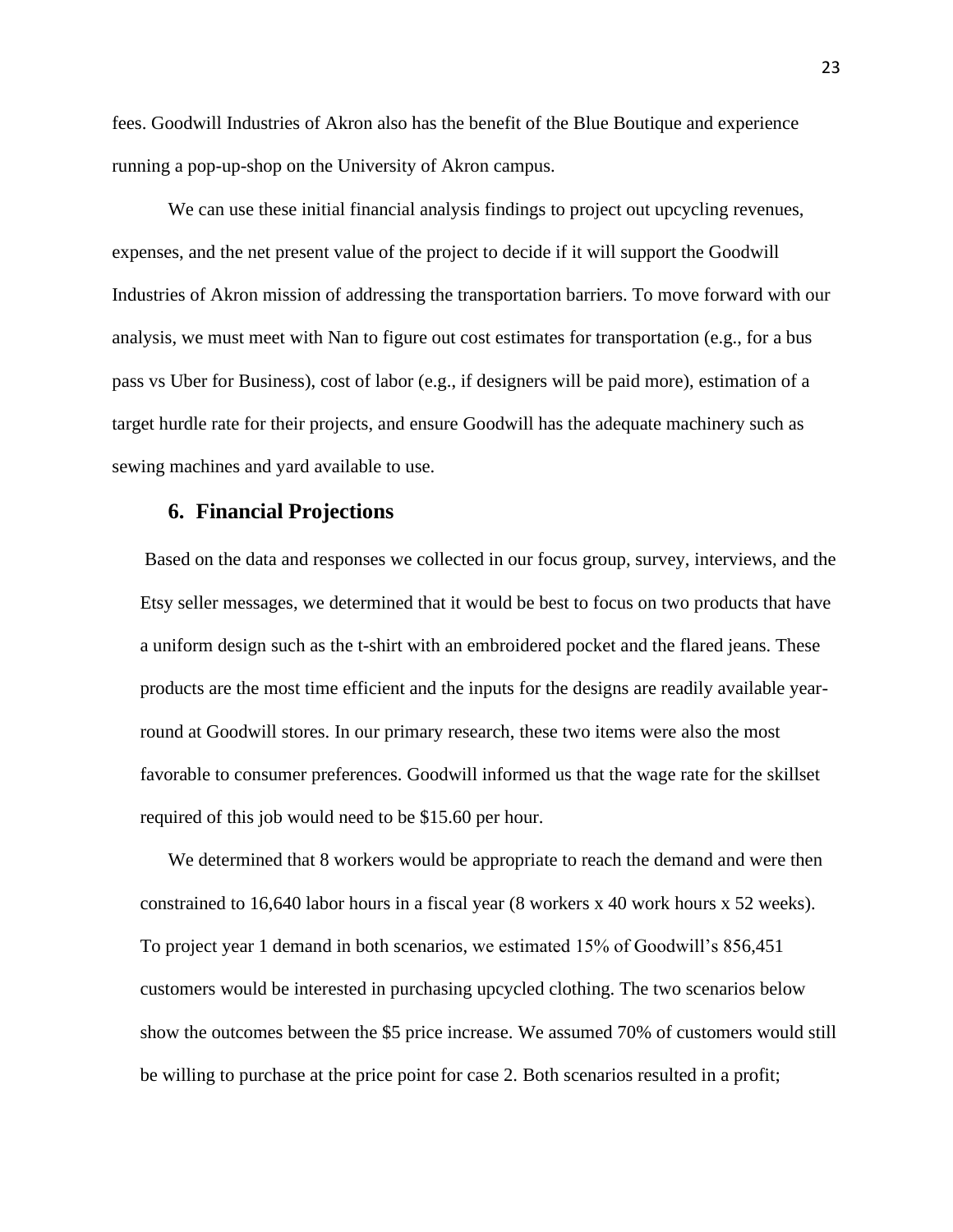fees. Goodwill Industries of Akron also has the benefit of the Blue Boutique and experience running a pop-up-shop on the University of Akron campus.

We can use these initial financial analysis findings to project out upcycling revenues, expenses, and the net present value of the project to decide if it will support the Goodwill Industries of Akron mission of addressing the transportation barriers. To move forward with our analysis, we must meet with Nan to figure out cost estimates for transportation (e.g., for a bus pass vs Uber for Business), cost of labor (e.g., if designers will be paid more), estimation of a target hurdle rate for their projects, and ensure Goodwill has the adequate machinery such as sewing machines and yard available to use.

## 6. Financial Projections

Based on the data and responses we collected in our focus group, survey, interviews, and the Etsy seller messages, we determined that it would be best to focus on two products that have a uniform design such as the t-shirt with an embroidered pocket and the flared jeans. These products are the most time efficient and the inputs for the designs are readily available year-round at Goodwill stores. In our primary research, these two items were also the most favorable to consumer preferences. Goodwill informed us that the wage rate for the skillset required of this job would need to be $15.60 per hour.

We determined that 8 workers would be appropriate to reach the demand and were then constrained to 16,640 labor hours in a fiscal year (8 workers x 40 work hours x 52 weeks). To project year 1 demand in both scenarios, we estimated 15% of Goodwill's 856,451 customers would be interested in purchasing upcycled clothing. The two scenarios below show the outcomes between the $5 price increase. We assumed 70% of customers would still be willing to purchase at the price point for case 2. Both scenarios resulted in a profit;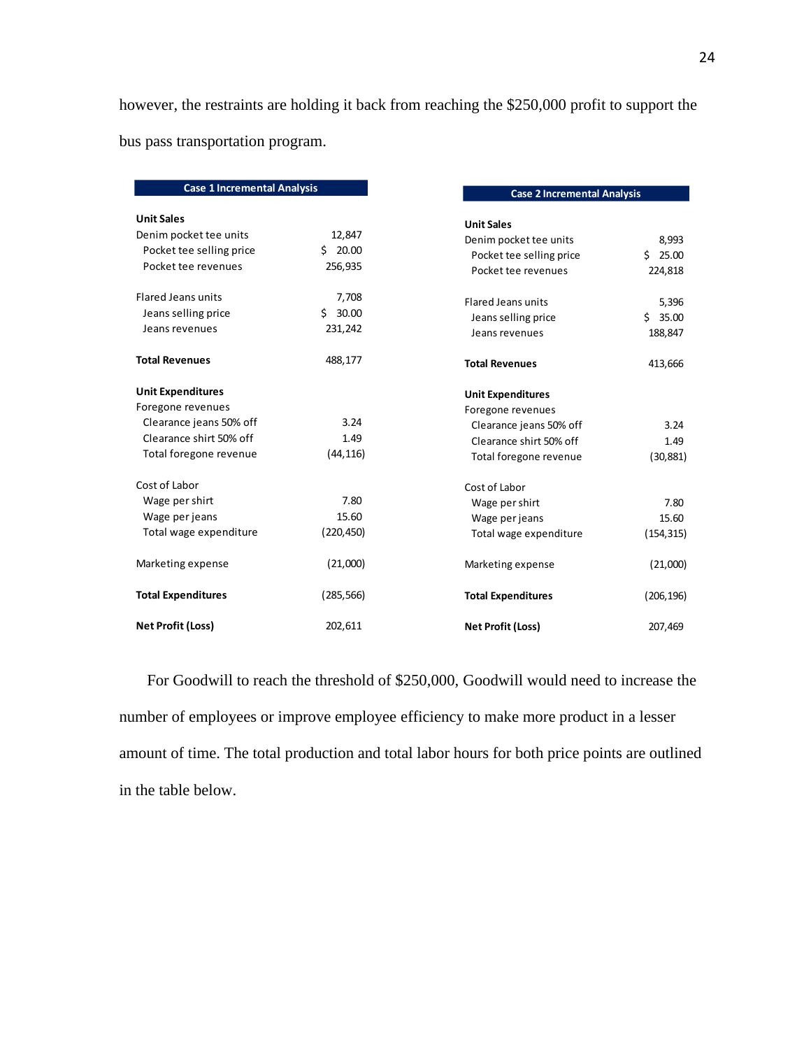however, the restraints are holding it back from reaching the $250,000 profit to support the bus pass transportation program.

| **Case 1 Incremental Analysis** | |
|---|---|
| **Unit Sales** | |
| Denim pocket tee units | 12,847 |
| Pocket tee selling price | $ 20.00 |
| Pocket tee revenues | 256,935 |
| Flared Jeans units | 7,708 |
| Jeans selling price | $ 30.00 |
| Jeans revenues | 231,242 |
| **Total Revenues** | 488,177 |
| **Unit Expenditures** | |
| Foregone revenues | |
| Clearance jeans 50% off | 3.24 |
| Clearance shirt 50% off | 1.49 |
| Total foregone revenue | (44,116) |
| Cost of Labor | |
| Wage per shirt | 7.80 |
| Wage per jeans | 15.60 |
| Total wage expenditure | (220,450) |
| Marketing expense | (21,000) |
| **Total Expenditures** | (285,566) |
| **Net Profit (Loss)** | 202,611 |

| **Case 2 Incremental Analysis** | |
|---|---|
| **Unit Sales** | |
| Denim pocket tee units | 8,993 |
| Pocket tee selling price | $ 25.00 |
| Pocket tee revenues | 224,818 |
| Flared Jeans units | 5,396 |
| Jeans selling price | $ 35.00 |
| Jeans revenues | 188,847 |
| **Total Revenues** | 413,666 |
| **Unit Expenditures** | |
| Foregone revenues | |
| Clearance jeans 50% off | 3.24 |
| Clearance shirt 50% off | 1.49 |
| Total foregone revenue | (30,881) |
| Cost of Labor | |
| Wage per shirt | 7.80 |
| Wage per jeans | 15.60 |
| Total wage expenditure | (154,315) |
| Marketing expense | (21,000) |
| **Total Expenditures** | (206,196) |
| **Net Profit (Loss)** | 207,469 |

For Goodwill to reach the threshold of $250,000, Goodwill would need to increase the number of employees or improve employee efficiency to make more product in a lesser amount of time. The total production and total labor hours for both price points are outlined in the table below.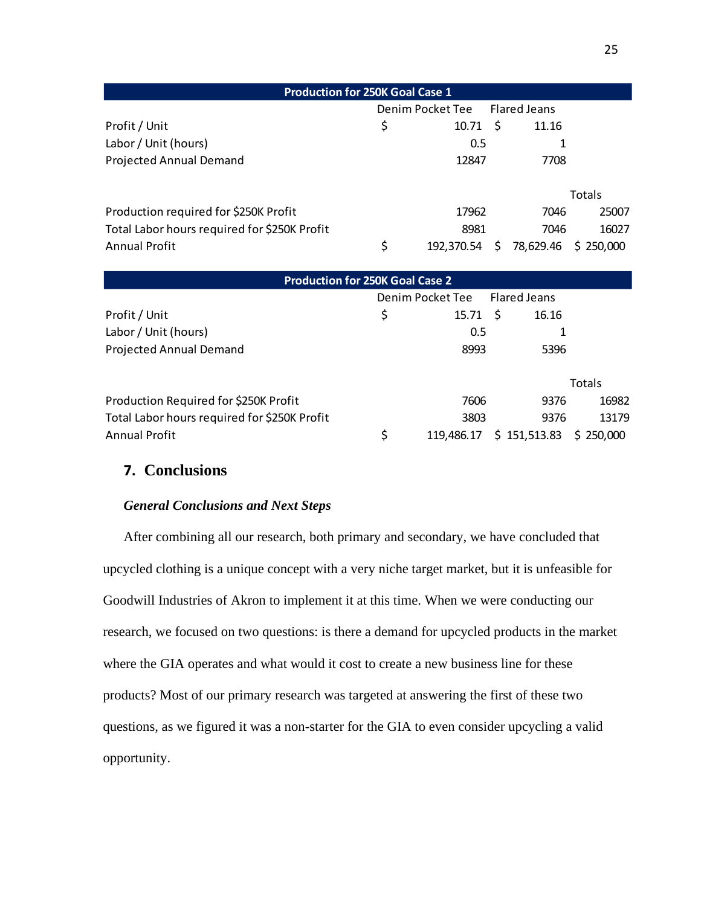| Production for 250K Goal Case 1 | | | |
|---|---|---|---|
| | Denim Pocket Tee | Flared Jeans | |
| Profit / Unit | $ 10.71 | $ 11.16 | |
| Labor / Unit (hours) | 0.5 | 1 | |
| Projected Annual Demand | 12847 | 7708 | |
| | | | Totals |
| Production required for $250K Profit | 17962 | 7046 | 25007 |
| Total Labor hours required for $250K Profit | 8981 | 7046 | 16027 |
| Annual Profit | $ 192,370.54 | $ 78,629.46 | $ 250,000 |

| Production for 250K Goal Case 2 | | | |
|---|---|---|---|
| | Denim Pocket Tee | Flared Jeans | |
| Profit / Unit | $ 15.71 | $ 16.16 | |
| Labor / Unit (hours) | 0.5 | 1 | |
| Projected Annual Demand | 8993 | 5396 | |
| | | | Totals |
| Production Required for $250K Profit | 7606 | 9376 | 16982 |
| Total Labor hours required for $250K Profit | 3803 | 9376 | 13179 |
| Annual Profit | $ 119,486.17 | $ 151,513.83 | $ 250,000 |

## 7. Conclusions

### *General Conclusions and Next Steps*

After combining all our research, both primary and secondary, we have concluded that upcycled clothing is a unique concept with a very niche target market, but it is unfeasible for Goodwill Industries of Akron to implement it at this time. When we were conducting our research, we focused on two questions: is there a demand for upcycled products in the market where the GIA operates and what would it cost to create a new business line for these products? Most of our primary research was targeted at answering the first of these two questions, as we figured it was a non-starter for the GIA to even consider upcycling a valid opportunity.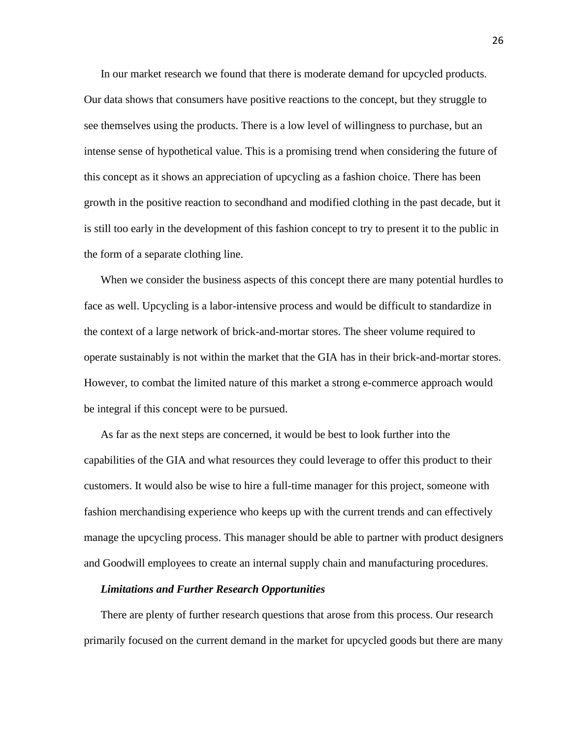In our market research we found that there is moderate demand for upcycled products. Our data shows that consumers have positive reactions to the concept, but they struggle to see themselves using the products. There is a low level of willingness to purchase, but an intense sense of hypothetical value. This is a promising trend when considering the future of this concept as it shows an appreciation of upcycling as a fashion choice. There has been growth in the positive reaction to secondhand and modified clothing in the past decade, but it is still too early in the development of this fashion concept to try to present it to the public in the form of a separate clothing line.

When we consider the business aspects of this concept there are many potential hurdles to face as well. Upcycling is a labor-intensive process and would be difficult to standardize in the context of a large network of brick-and-mortar stores. The sheer volume required to operate sustainably is not within the market that the GIA has in their brick-and-mortar stores. However, to combat the limited nature of this market a strong e-commerce approach would be integral if this concept were to be pursued.

As far as the next steps are concerned, it would be best to look further into the capabilities of the GIA and what resources they could leverage to offer this product to their customers. It would also be wise to hire a full-time manager for this project, someone with fashion merchandising experience who keeps up with the current trends and can effectively manage the upcycling process. This manager should be able to partner with product designers and Goodwill employees to create an internal supply chain and manufacturing procedures.

***Limitations and Further Research Opportunities***

There are plenty of further research questions that arose from this process. Our research primarily focused on the current demand in the market for upcycled goods but there are many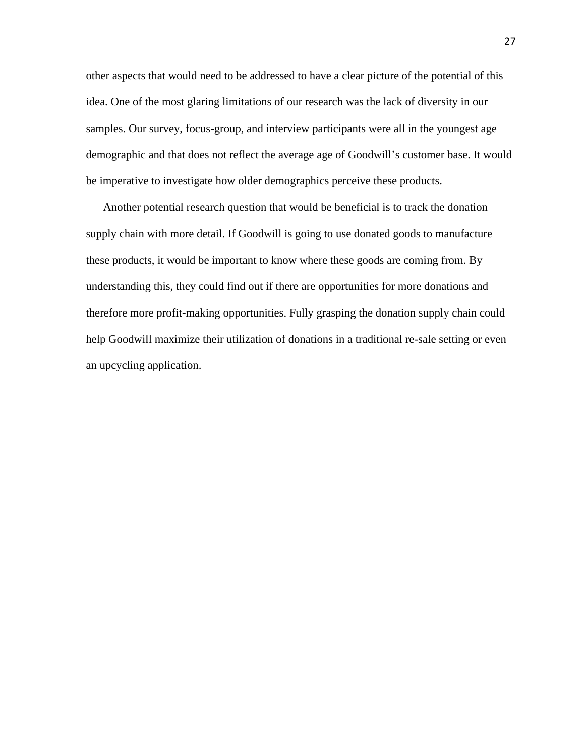other aspects that would need to be addressed to have a clear picture of the potential of this idea. One of the most glaring limitations of our research was the lack of diversity in our samples. Our survey, focus-group, and interview participants were all in the youngest age demographic and that does not reflect the average age of Goodwill's customer base. It would be imperative to investigate how older demographics perceive these products.

Another potential research question that would be beneficial is to track the donation supply chain with more detail. If Goodwill is going to use donated goods to manufacture these products, it would be important to know where these goods are coming from. By understanding this, they could find out if there are opportunities for more donations and therefore more profit-making opportunities. Fully grasping the donation supply chain could help Goodwill maximize their utilization of donations in a traditional re-sale setting or even an upcycling application.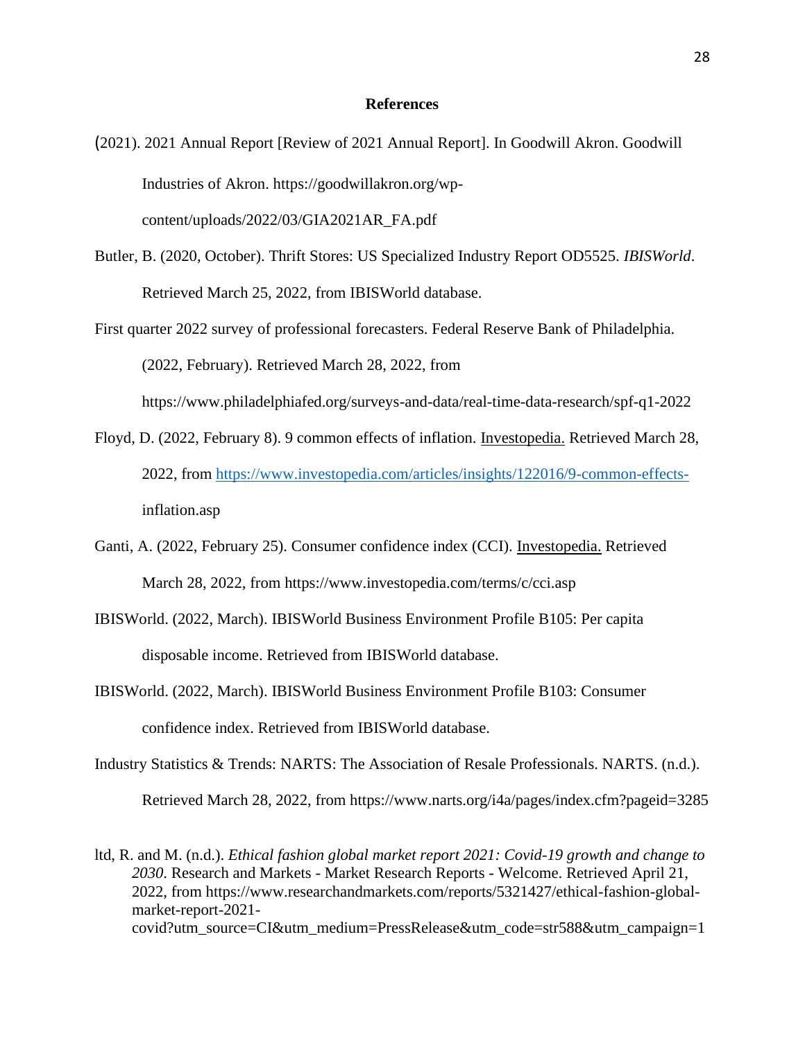## References

(2021). 2021 Annual Report [Review of 2021 Annual Report]. In Goodwill Akron. Goodwill Industries of Akron. https://goodwillakron.org/wp-content/uploads/2022/03/GIA2021AR_FA.pdf

Butler, B. (2020, October). Thrift Stores: US Specialized Industry Report OD5525. *IBISWorld*. Retrieved March 25, 2022, from IBISWorld database.

First quarter 2022 survey of professional forecasters. Federal Reserve Bank of Philadelphia. (2022, February). Retrieved March 28, 2022, from https://www.philadelphiafed.org/surveys-and-data/real-time-data-research/spf-q1-2022

Floyd, D. (2022, February 8). 9 common effects of inflation. Investopedia. Retrieved March 28, 2022, from https://www.investopedia.com/articles/insights/122016/9-common-effects-inflation.asp

Ganti, A. (2022, February 25). Consumer confidence index (CCI). Investopedia. Retrieved March 28, 2022, from https://www.investopedia.com/terms/c/cci.asp

IBISWorld. (2022, March). IBISWorld Business Environment Profile B105: Per capita disposable income. Retrieved from IBISWorld database.

IBISWorld. (2022, March). IBISWorld Business Environment Profile B103: Consumer confidence index. Retrieved from IBISWorld database.

Industry Statistics & Trends: NARTS: The Association of Resale Professionals. NARTS. (n.d.). Retrieved March 28, 2022, from https://www.narts.org/i4a/pages/index.cfm?pageid=3285

ltd, R. and M. (n.d.). *Ethical fashion global market report 2021: Covid-19 growth and change to 2030*. Research and Markets - Market Research Reports - Welcome. Retrieved April 21, 2022, from https://www.researchandmarkets.com/reports/5321427/ethical-fashion-global-market-report-2021-covid?utm_source=CI&utm_medium=PressRelease&utm_code=str588&utm_campaign=1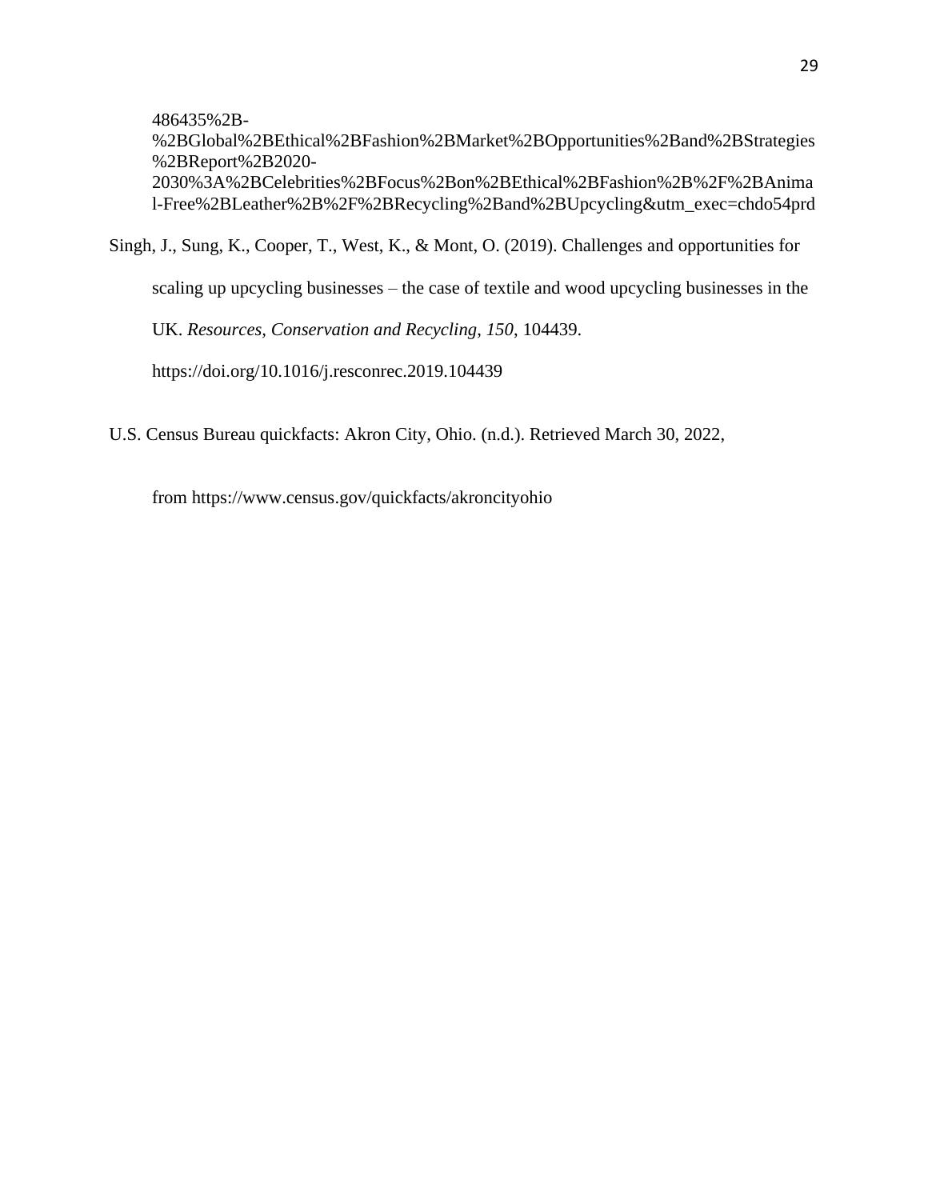486435%2B-%2BGlobal%2BEthical%2BFashion%2BMarket%2BOpportunities%2Band%2BStrategies%2BReport%2B2020-2030%3A%2BCelebrities%2BFocus%2Bon%2BEthical%2BFashion%2B%2F%2BAnimal-Free%2BLeather%2B%2F%2BRecycling%2Band%2BUpcycling&utm_exec=chdo54prd

Singh, J., Sung, K., Cooper, T., West, K., & Mont, O. (2019). Challenges and opportunities for scaling up upcycling businesses – the case of textile and wood upcycling businesses in the UK. *Resources, Conservation and Recycling*, *150*, 104439. https://doi.org/10.1016/j.resconrec.2019.104439

U.S. Census Bureau quickfacts: Akron City, Ohio. (n.d.). Retrieved March 30, 2022, from https://www.census.gov/quickfacts/akroncityohio